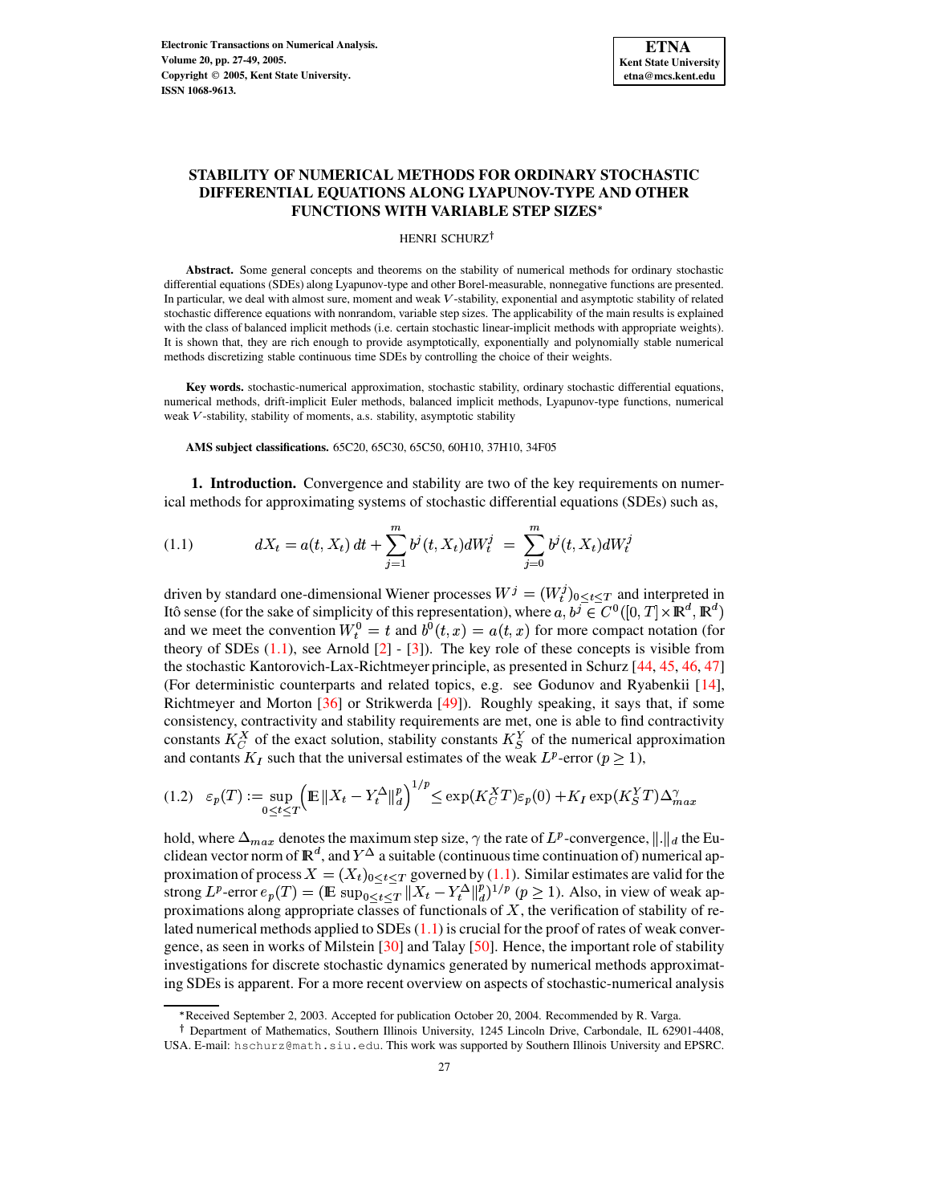# STABILITY OF NUMERICAL METHODS FOR ORDINARY STOCHASTIC DIFFERENTIAL EQUATIONS ALONG LYAPUNOV-TYPE AND OTHER FUNCTIONS WITH VARIABLE STEP SIZES*

HENRI SCHURZ†

**Abstract.** Some general concepts and theorems on the stability of numerical methods for ordinary stochastic differential equations (SDEs) along Lyapunov-type and other Borel-measurable, nonnegative functions are presented. In particular, we deal with almost sure, moment and weak $V$-stability, exponential and asymptotic stability of related stochastic difference equations with nonrandom, variable step sizes. The applicability of the main results is explained with the class of balanced implicit methods (i.e. certain stochastic linear-implicit methods with appropriate weights). It is shown that, they are rich enough to provide asymptotically, exponentially and polynomially stable numerical methods discretizing stable continuous time SDEs by controlling the choice of their weights.

**Key words.** stochastic-numerical approximation, stochastic stability, ordinary stochastic differential equations, numerical methods, drift-implicit Euler methods, balanced implicit methods, Lyapunov-type functions, numerical weak $V$-stability, stability of moments, a.s. stability, asymptotic stability

**AMS subject classifications.** 65C20, 65C30, 65C50, 60H10, 37H10, 34F05

## 1. Introduction.

Convergence and stability are two of the key requirements on numerical methods for approximating systems of stochastic differential equations (SDEs) such as,

$$dX_t = a(t, X_t)\,dt + \sum_{j=1}^{m} b^j(t, X_t) dW_t^j \;=\; \sum_{j=0}^{m} b^j(t, X_t) dW_t^j \tag{1.1}$$

driven by standard one-dimensional Wiener processes $W^j = (W_t^j)_{0 \le t \le T}$ and interpreted in Itô sense (for the sake of simplicity of this representation), where $a, b^j \in C^0([0,T] \times \mathbb{R}^d, \mathbb{R}^d)$ and we meet the convention $W_t^0 = t$ and $b^0(t,x) = a(t,x)$ for more compact notation (for theory of SDEs (1.1), see Arnold [2] - [3]). The key role of these concepts is visible from the stochastic Kantorovich-Lax-Richtmeyer principle, as presented in Schurz [44, 45, 46, 47] (For deterministic counterparts and related topics, e.g. see Godunov and Ryabenkii [14], Richtmeyer and Morton [36] or Strikwerda [49]). Roughly speaking, it says that, if some consistency, contractivity and stability requirements are met, one is able to find contractivity constants $K_C^X$ of the exact solution, stability constants $K_S^Y$ of the numerical approximation and contants $K_I$ such that the universal estimates of the weak $L^p$-error ($p \ge 1$),

$$\varepsilon_p(T) := \sup_{0 \le t \le T} \Big( \mathbb{E}\, \|X_t - Y_t^{\Delta}\|_d^p \Big)^{1/p} \le \exp(K_C^X T)\varepsilon_p(0) + K_I \exp(K_S^Y T)\Delta_{max}^{\gamma} \tag{1.2}$$

hold, where $\Delta_{max}$ denotes the maximum step size, $\gamma$ the rate of $L^p$-convergence, $\|.\|_d$ the Euclidean vector norm of $\mathbb{R}^d$, and $Y^{\Delta}$ a suitable (continuous time continuation of) numerical approximation of process $X = (X_t)_{0 \le t \le T}$ governed by (1.1). Similar estimates are valid for the strong $L^p$-error $e_p(T) = (\mathbb{E}\, \sup_{0 \le t \le T} \|X_t - Y_t^{\Delta}\|_d^p)^{1/p}$ ($p \ge 1$). Also, in view of weak approximations along appropriate classes of functionals of $X$, the verification of stability of related numerical methods applied to SDEs (1.1) is crucial for the proof of rates of weak convergence, as seen in works of Milstein [30] and Talay [50]. Hence, the important role of stability investigations for discrete stochastic dynamics generated by numerical methods approximating SDEs is apparent. For a more recent overview on aspects of stochastic-numerical analysis

*Received September 2, 2003. Accepted for publication October 20, 2004. Recommended by R. Varga.

† Department of Mathematics, Southern Illinois University, 1245 Lincoln Drive, Carbondale, IL 62901-4408, USA. E-mail: hschurz@math.siu.edu. This work was supported by Southern Illinois University and EPSRC.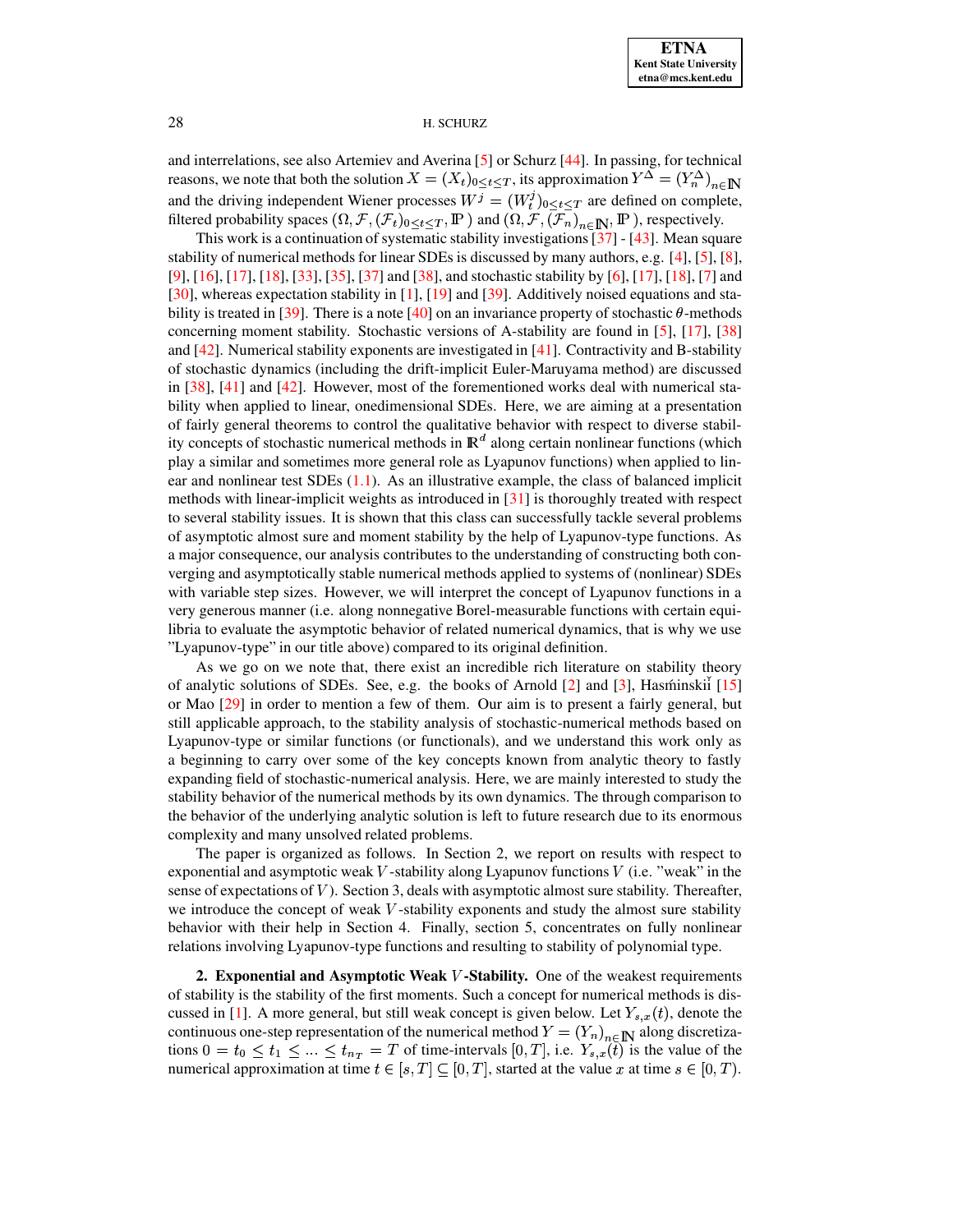and interrelations, see also Artemiev and Averina [5] or Schurz [44]. In passing, for technical reasons, we note that both the solution $X = (X_t)_{0 \leq t \leq T}$, its approximation $Y^\Delta = (Y_n^\Delta)_{n \in \mathbb{N}}$ and the driving independent Wiener processes $W^j = (W_t^j)_{0 \leq t \leq T}$ are defined on complete, filtered probability spaces $(\Omega, \mathcal{F}, (\mathcal{F}_t)_{0 \leq t \leq T}, \mathbb{P})$ and $(\Omega, \mathcal{F}, (\mathcal{F}_n)_{n \in \mathbb{N}}, \mathbb{P})$, respectively.

This work is a continuation of systematic stability investigations [37] - [43]. Mean square stability of numerical methods for linear SDEs is discussed by many authors, e.g. [4], [5], [8], [9], [16], [17], [18], [33], [35], [37] and [38], and stochastic stability by [6], [17], [18], [7] and [30], whereas expectation stability in [1], [19] and [39]. Additively noised equations and stability is treated in [39]. There is a note [40] on an invariance property of stochastic $\theta$-methods concerning moment stability. Stochastic versions of A-stability are found in [5], [17], [38] and [42]. Numerical stability exponents are investigated in [41]. Contractivity and B-stability of stochastic dynamics (including the drift-implicit Euler-Maruyama method) are discussed in [38], [41] and [42]. However, most of the forementioned works deal with numerical stability when applied to linear, onedimensional SDEs. Here, we are aiming at a presentation of fairly general theorems to control the qualitative behavior with respect to diverse stability concepts of stochastic numerical methods in $\mathbb{R}^d$ along certain nonlinear functions (which play a similar and sometimes more general role as Lyapunov functions) when applied to linear and nonlinear test SDEs (1.1). As an illustrative example, the class of balanced implicit methods with linear-implicit weights as introduced in [31] is thoroughly treated with respect to several stability issues. It is shown that this class can successfully tackle several problems of asymptotic almost sure and moment stability by the help of Lyapunov-type functions. As a major consequence, our analysis contributes to the understanding of constructing both converging and asymptotically stable numerical methods applied to systems of (nonlinear) SDEs with variable step sizes. However, we will interpret the concept of Lyapunov functions in a very generous manner (i.e. along nonnegative Borel-measurable functions with certain equilibria to evaluate the asymptotic behavior of related numerical dynamics, that is why we use "Lyapunov-type" in our title above) compared to its original definition.

As we go on we note that, there exist an incredible rich literature on stability theory of analytic solutions of SDEs. See, e.g. the books of Arnold [2] and [3], Hasḿinskiĭ [15] or Mao [29] in order to mention a few of them. Our aim is to present a fairly general, but still applicable approach, to the stability analysis of stochastic-numerical methods based on Lyapunov-type or similar functions (or functionals), and we understand this work only as a beginning to carry over some of the key concepts known from analytic theory to fastly expanding field of stochastic-numerical analysis. Here, we are mainly interested to study the stability behavior of the numerical methods by its own dynamics. The through comparison to the behavior of the underlying analytic solution is left to future research due to its enormous complexity and many unsolved related problems.

The paper is organized as follows. In Section 2, we report on results with respect to exponential and asymptotic weak $V$-stability along Lyapunov functions $V$ (i.e. "weak" in the sense of expectations of $V$). Section 3, deals with asymptotic almost sure stability. Thereafter, we introduce the concept of weak $V$-stability exponents and study the almost sure stability behavior with their help in Section 4. Finally, section 5, concentrates on fully nonlinear relations involving Lyapunov-type functions and resulting to stability of polynomial type.

## 2. Exponential and Asymptotic Weak $V$-Stability.

One of the weakest requirements of stability is the stability of the first moments. Such a concept for numerical methods is discussed in [1]. A more general, but still weak concept is given below. Let $Y_{s,x}(t)$, denote the continuous one-step representation of the numerical method $Y = (Y_n)_{n \in \mathbb{N}}$ along discretizations $0 = t_0 \leq t_1 \leq \ldots \leq t_{n_T} = T$ of time-intervals $[0, T]$, i.e. $Y_{s,x}(t)$ is the value of the numerical approximation at time $t \in [s, T] \subseteq [0, T]$, started at the value $x$ at time $s \in [0, T)$.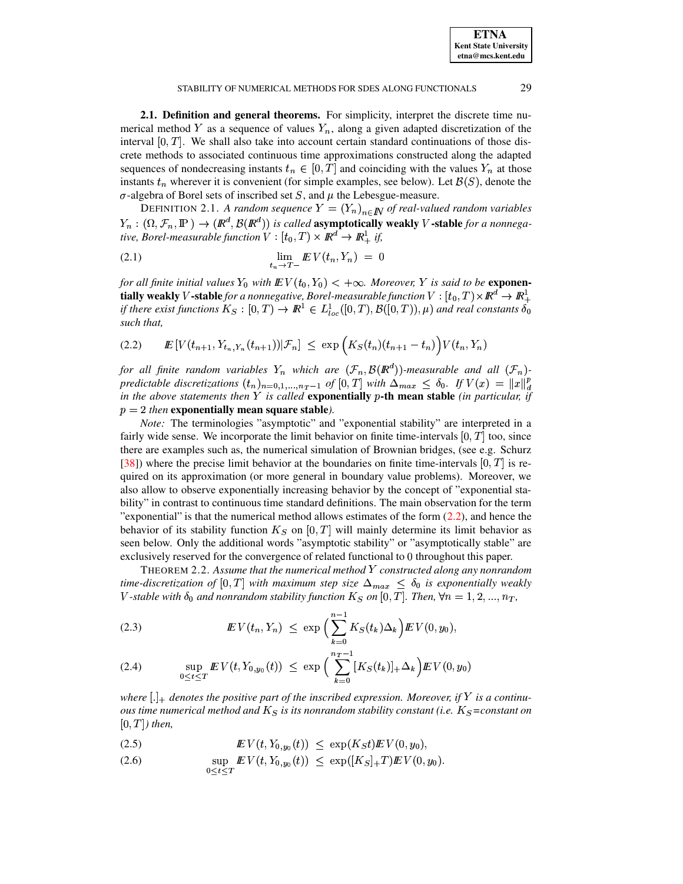### 2.1. Definition and general theorems.

For simplicity, interpret the discrete time numerical method $Y$ as a sequence of values $Y_n$, along a given adapted discretization of the interval $[0,T]$. We shall also take into account certain standard continuations of those discrete methods to associated continuous time approximations constructed along the adapted sequences of nondecreasing instants $t_n \in [0,T]$ and coinciding with the values $Y_n$ at those instants $t_n$ wherever it is convenient (for simple examples, see below). Let $\mathcal{B}(S)$, denote the $\sigma$-algebra of Borel sets of inscribed set $S$, and $\mu$ the Lebesgue-measure.

DEFINITION 2.1. *A random sequence $Y = (Y_n)_{n\in\mathbb{N}}$ of real-valued random variables $Y_n : (\Omega, \mathcal{F}_n, \mathbb{P}) \to (\mathbb{R}^d, \mathcal{B}(\mathbb{R}^d))$ is called* **asymptotically weakly $V$-stable** *for a nonnegative, Borel-measurable function $V : [t_0,T) \times \mathbb{R}^d \to \mathbb{R}^1_+$ if,*

$$\lim_{t_n \to T-} \mathbb{E}V(t_n, Y_n) \;=\; 0 \tag{2.1}$$

*for all finite initial values $Y_0$ with $\mathbb{E}V(t_0,Y_0) < +\infty$. Moreover, $Y$ is said to be* **exponentially weakly $V$-stable** *for a nonnegative, Borel-measurable function $V : [t_0,T) \times \mathbb{R}^d \to \mathbb{R}^1_+$ if there exist functions $K_S : [0,T) \to \mathbb{R}^1 \in L^1_{loc}([0,T), \mathcal{B}([0,T)), \mu)$ and real constants $\delta_0$ such that,*

$$\mathbb{E}\left[V(t_{n+1}, Y_{t_n,Y_n}(t_{n+1}))|\mathcal{F}_n\right] \;\le\; \exp\Big(K_S(t_n)(t_{n+1}-t_n)\Big)V(t_n,Y_n) \tag{2.2}$$

*for all finite random variables $Y_n$ which are $(\mathcal{F}_n, \mathcal{B}(\mathbb{R}^d))$-measurable and all $(\mathcal{F}_n)$-predictable discretizations $(t_n)_{n=0,1,\ldots,n_T-1}$ of $[0,T]$ with $\Delta_{max} \le \delta_0$. If $V(x) = \|x\|^p_d$ in the above statements then $Y$ is called* **exponentially $p$-th mean stable** *(in particular, if $p=2$ then* **exponentially mean square stable***).*

*Note:* The terminologies "asymptotic" and "exponential stability" are interpreted in a fairly wide sense. We incorporate the limit behavior on finite time-intervals $[0,T]$ too, since there are examples such as, the numerical simulation of Brownian bridges, (see e.g. Schurz [38]) where the precise limit behavior at the boundaries on finite time-intervals $[0,T]$ is required on its approximation (or more general in boundary value problems). Moreover, we also allow to observe exponentially increasing behavior by the concept of "exponential stability" in contrast to continuous time standard definitions. The main observation for the term "exponential" is that the numerical method allows estimates of the form (2.2), and hence the behavior of its stability function $K_S$ on $[0,T]$ will mainly determine its limit behavior as seen below. Only the additional words "asymptotic stability" or "asymptotically stable" are exclusively reserved for the convergence of related functional to 0 throughout this paper.

THEOREM 2.2. *Assume that the numerical method $Y$ constructed along any nonrandom time-discretization of $[0,T]$ with maximum step size $\Delta_{max} \le \delta_0$ is exponentially weakly $V$-stable with $\delta_0$ and nonrandom stability function $K_S$ on $[0,T]$. Then, $\forall n = 1,2,\ldots,n_T$,*

$$\mathbb{E}V(t_n,Y_n) \;\le\; \exp\Big(\sum_{k=0}^{n-1} K_S(t_k)\Delta_k\Big)\mathbb{E}V(0,y_0), \tag{2.3}$$

$$\sup_{0\le t\le T} \mathbb{E}V(t, Y_{0,y_0}(t)) \;\le\; \exp\Big(\sum_{k=0}^{n_T-1} [K_S(t_k)]_+\Delta_k\Big)\mathbb{E}V(0,y_0) \tag{2.4}$$

*where $[.]_+$ denotes the positive part of the inscribed expression. Moreover, if $Y$ is a continuous time numerical method and $K_S$ is its nonrandom stability constant (i.e. $K_S$=constant on $[0,T]$) then,*

$$\mathbb{E}V(t, Y_{0,y_0}(t)) \;\le\; \exp(K_S t)\mathbb{E}V(0,y_0), \tag{2.5}$$

$$\sup_{0\le t\le T} \mathbb{E}V(t, Y_{0,y_0}(t)) \;\le\; \exp([K_S]_+T)\mathbb{E}V(0,y_0). \tag{2.6}$$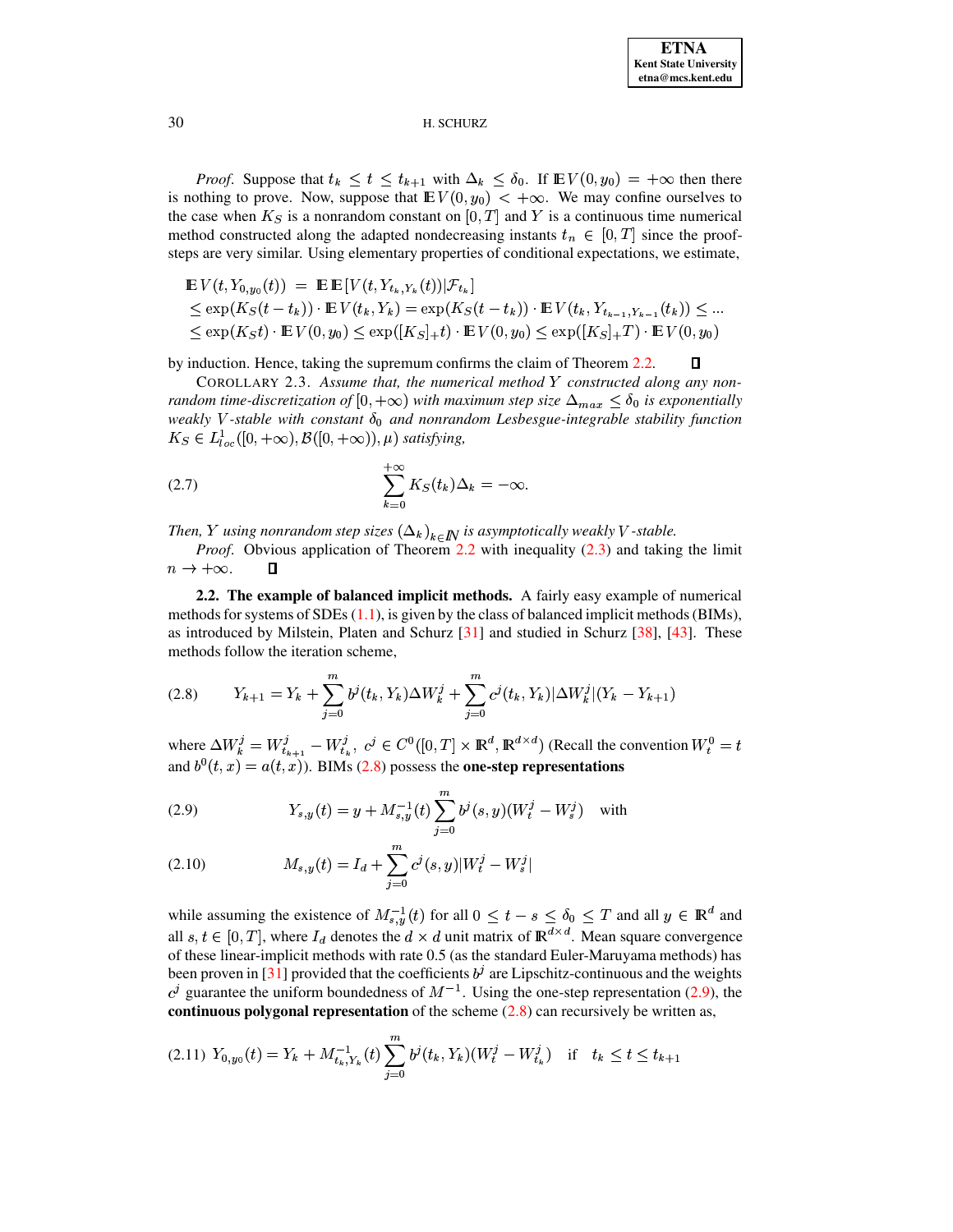*Proof.* Suppose that $t_k \leq t \leq t_{k+1}$ with $\Delta_k \leq \delta_0$. If $\mathbb{E}V(0, y_0) = +\infty$ then there is nothing to prove. Now, suppose that $\mathbb{E}V(0, y_0) < +\infty$. We may confine ourselves to the case when $K_S$ is a nonrandom constant on $[0, T]$ and $Y$ is a continuous time numerical method constructed along the adapted nondecreasing instants $t_n \in [0, T]$ since the proof-steps are very similar. Using elementary properties of conditional expectations, we estimate,

$$
\begin{aligned}
\mathbb{E}V(t, Y_{0,y_0}(t)) &= \mathbb{E}\,\mathbb{E}[V(t, Y_{t_k,Y_k}(t))|\mathcal{F}_{t_k}] \\
&\leq \exp(K_S(t-t_k)) \cdot \mathbb{E}V(t_k, Y_k) = \exp(K_S(t-t_k)) \cdot \mathbb{E}V(t_k, Y_{t_{k-1},Y_{k-1}}(t_k)) \leq ... \\
&\leq \exp(K_S t) \cdot \mathbb{E}V(0, y_0) \leq \exp([K_S]_+ t) \cdot \mathbb{E}V(0, y_0) \leq \exp([K_S]_+ T) \cdot \mathbb{E}V(0, y_0)
\end{aligned}
$$

by induction. Hence, taking the supremum confirms the claim of Theorem 2.2. ∎

COROLLARY 2.3. *Assume that, the numerical method $Y$ constructed along any non-random time-discretization of $[0, +\infty)$ with maximum step size $\Delta_{max} \leq \delta_0$ is exponentially weakly $V$-stable with constant $\delta_0$ and nonrandom Lesbesgue-integrable stability function $K_S \in L^1_{loc}([0, +\infty), \mathcal{B}([0, +\infty)), \mu)$ satisfying,*

$$
\sum_{k=0}^{+\infty} K_S(t_k)\Delta_k = -\infty. \tag{2.7}
$$

*Then, $Y$ using nonrandom step sizes $(\Delta_k)_{k \in \mathbb{N}}$ is asymptotically weakly $V$-stable.*

*Proof.* Obvious application of Theorem 2.2 with inequality (2.3) and taking the limit $n \to +\infty$. ∎

**2.2. The example of balanced implicit methods.** A fairly easy example of numerical methods for systems of SDEs (1.1), is given by the class of balanced implicit methods (BIMs), as introduced by Milstein, Platen and Schurz [31] and studied in Schurz [38], [43]. These methods follow the iteration scheme,

$$
Y_{k+1} = Y_k + \sum_{j=0}^{m} b^j(t_k, Y_k)\Delta W_k^j + \sum_{j=0}^{m} c^j(t_k, Y_k)|\Delta W_k^j|(Y_k - Y_{k+1}) \tag{2.8}
$$

where $\Delta W_k^j = W_{t_{k+1}}^j - W_{t_k}^j$, $c^j \in C^0([0, T] \times \mathbb{R}^d, \mathbb{R}^{d \times d})$ (Recall the convention $W_t^0 = t$ and $b^0(t, x) = a(t, x)$). BIMs (2.8) possess the **one-step representations**

$$
Y_{s,y}(t) = y + M_{s,y}^{-1}(t) \sum_{j=0}^{m} b^j(s, y)(W_t^j - W_s^j) \quad \text{with} \tag{2.9}
$$

$$
M_{s,y}(t) = I_d + \sum_{j=0}^{m} c^j(s, y)|W_t^j - W_s^j| \tag{2.10}
$$

while assuming the existence of $M_{s,y}^{-1}(t)$ for all $0 \leq t - s \leq \delta_0 \leq T$ and all $y \in \mathbb{R}^d$ and all $s, t \in [0, T]$, where $I_d$ denotes the $d \times d$ unit matrix of $\mathbb{R}^{d \times d}$. Mean square convergence of these linear-implicit methods with rate 0.5 (as the standard Euler-Maruyama methods) has been proven in [31] provided that the coefficients $b^j$ are Lipschitz-continuous and the weights $c^j$ guarantee the uniform boundedness of $M^{-1}$. Using the one-step representation (2.9), the **continuous polygonal representation** of the scheme (2.8) can recursively be written as,

$$
Y_{0,y_0}(t) = Y_k + M_{t_k,Y_k}^{-1}(t) \sum_{j=0}^{m} b^j(t_k, Y_k)(W_t^j - W_{t_k}^j) \quad \text{if} \quad t_k \leq t \leq t_{k+1} \tag{2.11}
$$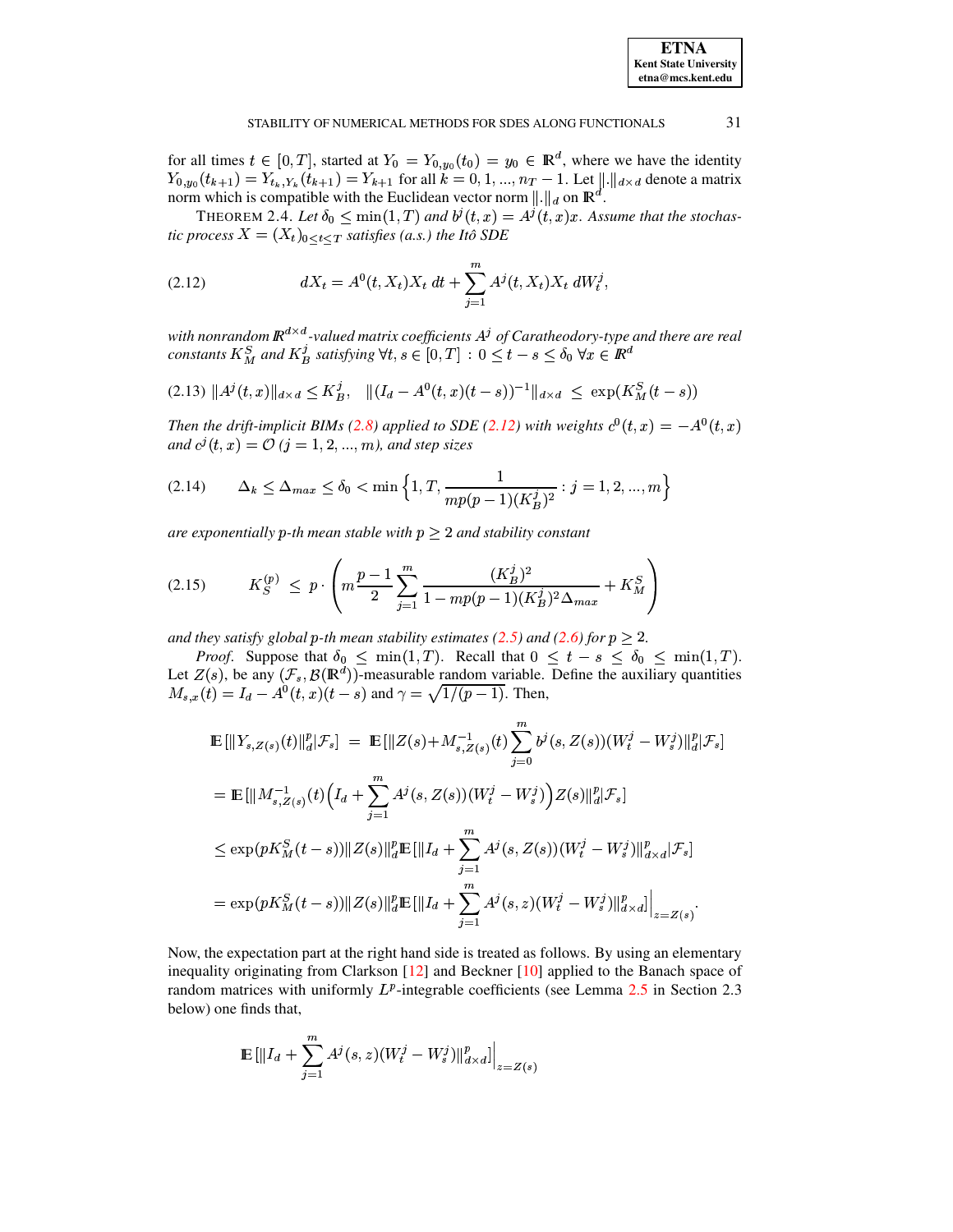for all times $t \in [0,T]$, started at $Y_0 = Y_{0,y_0}(t_0) = y_0 \in \mathbb{R}^d$, where we have the identity $Y_{0,y_0}(t_{k+1}) = Y_{t_k,Y_k}(t_{k+1}) = Y_{k+1}$ for all $k = 0, 1, ..., n_T - 1$. Let $\|.\|_{d\times d}$ denote a matrix norm which is compatible with the Euclidean vector norm $\|.\|_d$ on $\mathbb{R}^d$.

THEOREM 2.4. *Let $\delta_0 \le \min(1,T)$ and $b^j(t,x) = A^j(t,x)x$. Assume that the stochastic process $X = (X_t)_{0\le t\le T}$ satisfies (a.s.) the Itô SDE*

$$
dX_t = A^0(t,X_t)X_t\,dt + \sum_{j=1}^{m} A^j(t,X_t)X_t\,dW_t^j, \tag{2.12}
$$

*with nonrandom $\mathbb{R}^{d\times d}$-valued matrix coefficients $A^j$ of Caratheodory-type and there are real constants $K_M^S$ and $K_B^j$ satisfying $\forall t,s \in [0,T] : 0 \le t-s \le \delta_0\ \forall x \in \mathbb{R}^d$*

$$
\|A^j(t,x)\|_{d\times d} \le K_B^j, \quad \|(I_d - A^0(t,x)(t-s))^{-1}\|_{d\times d} \ \le\ \exp(K_M^S(t-s)) \tag{2.13}
$$

*Then the drift-implicit BIMs (2.8) applied to SDE (2.12) with weights $c^0(t,x) = -A^0(t,x)$ and $c^j(t,x) = \mathcal{O}$ $(j = 1,2,...,m)$, and step sizes*

$$
\Delta_k \le \Delta_{max} \le \delta_0 < \min\left\{1, T, \frac{1}{mp(p-1)(K_B^j)^2} : j = 1,2,...,m\right\} \tag{2.14}
$$

*are exponentially $p$-th mean stable with $p \ge 2$ and stability constant*

$$
K_S^{(p)} \ \le\ p\cdot\left(m\frac{p-1}{2}\sum_{j=1}^{m}\frac{(K_B^j)^2}{1 - mp(p-1)(K_B^j)^2\Delta_{max}} + K_M^S\right) \tag{2.15}
$$

*and they satisfy global $p$-th mean stability estimates (2.5) and (2.6) for $p \ge 2$.*

*Proof.* Suppose that $\delta_0 \le \min(1,T)$. Recall that $0 \le t-s \le \delta_0 \le \min(1,T)$. Let $Z(s)$, be any $(\mathcal{F}_s, \mathcal{B}(\mathbb{R}^d))$-measurable random variable. Define the auxiliary quantities $M_{s,x}(t) = I_d - A^0(t,x)(t-s)$ and $\gamma = \sqrt{1/(p-1)}$. Then,

$$
\begin{aligned}
\mathbb{E}\,[\|Y_{s,Z(s)}(t)\|_d^p|\mathcal{F}_s] \ &=\ \mathbb{E}\,[\|Z(s) + M^{-1}_{s,Z(s)}(t)\sum_{j=0}^{m} b^j(s,Z(s))(W_t^j - W_s^j)\|_d^p|\mathcal{F}_s] \\
&= \mathbb{E}\,[\|M^{-1}_{s,Z(s)}(t)\Big(I_d + \sum_{j=1}^{m} A^j(s,Z(s))(W_t^j - W_s^j)\Big)Z(s)\|_d^p|\mathcal{F}_s] \\
&\le \exp(pK_M^S(t-s))\|Z(s)\|_d^p\,\mathbb{E}\,[\|I_d + \sum_{j=1}^{m} A^j(s,Z(s))(W_t^j - W_s^j)\|_{d\times d}^p|\mathcal{F}_s] \\
&= \exp(pK_M^S(t-s))\|Z(s)\|_d^p\,\mathbb{E}\,[\|I_d + \sum_{j=1}^{m} A^j(s,z)(W_t^j - W_s^j)\|_{d\times d}^p]\Big|_{z=Z(s)}.
\end{aligned}
$$

Now, the expectation part at the right hand side is treated as follows. By using an elementary inequality originating from Clarkson [12] and Beckner [10] applied to the Banach space of random matrices with uniformly $L^p$-integrable coefficients (see Lemma 2.5 in Section 2.3 below) one finds that,

$$
\mathbb{E}\,[\|I_d + \sum_{j=1}^{m} A^j(s,z)(W_t^j - W_s^j)\|_{d\times d}^p]\Big|_{z=Z(s)}
$$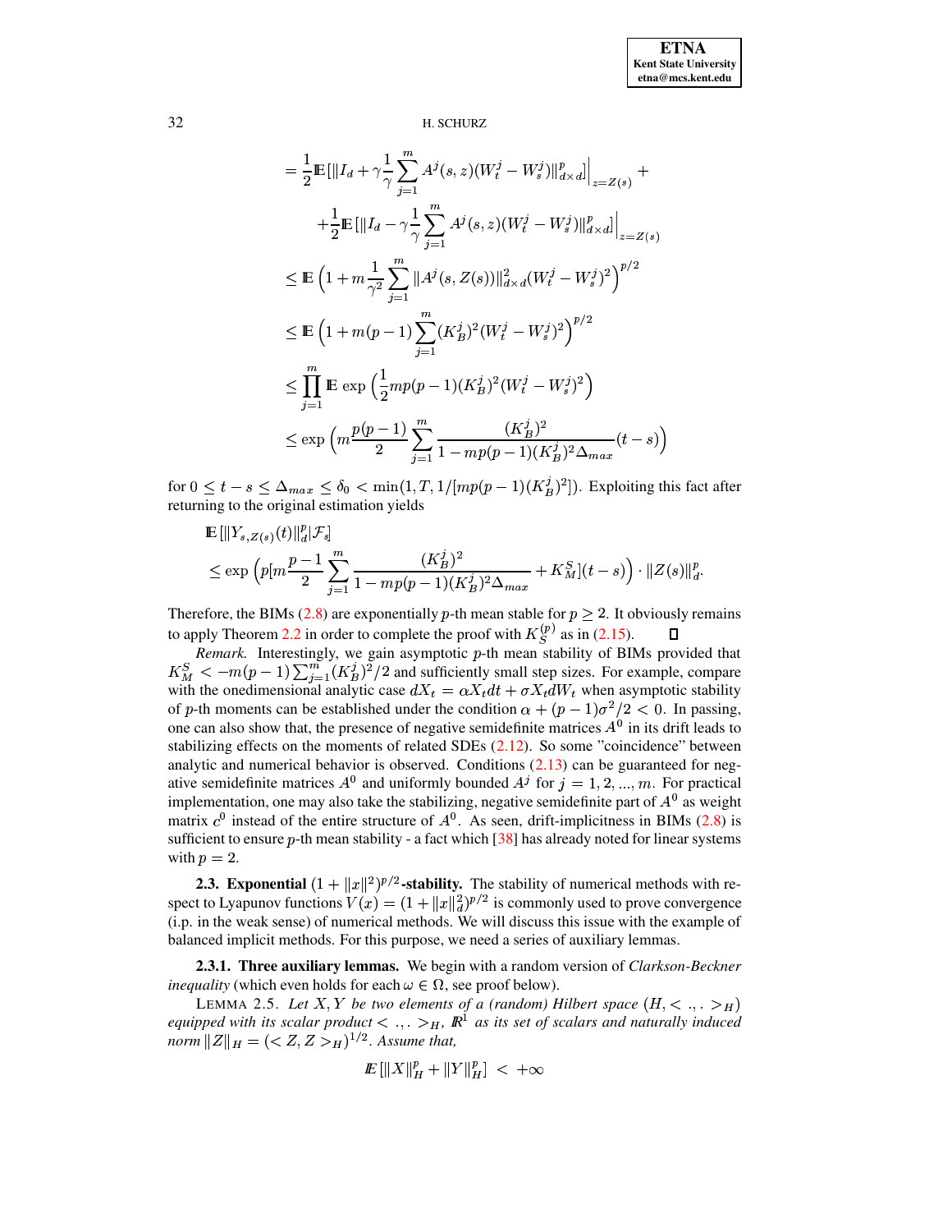$$
\begin{aligned}
&= \frac{1}{2}\mathbb{E}\,[\|I_d + \gamma \frac{1}{\gamma}\sum_{j=1}^{m} A^j(s,z)(W_t^j - W_s^j)\|_{d\times d}^p]\Big|_{z=Z(s)} + \\
&\quad + \frac{1}{2}\mathbb{E}\,[\|I_d - \gamma \frac{1}{\gamma}\sum_{j=1}^{m} A^j(s,z)(W_t^j - W_s^j)\|_{d\times d}^p]\Big|_{z=Z(s)} \\
&\leq \mathbb{E}\left(1 + m\frac{1}{\gamma^2}\sum_{j=1}^{m} \|A^j(s,Z(s))\|_{d\times d}^2 (W_t^j - W_s^j)^2\right)^{p/2} \\
&\leq \mathbb{E}\left(1 + m(p-1)\sum_{j=1}^{m} (K_B^j)^2 (W_t^j - W_s^j)^2\right)^{p/2} \\
&\leq \prod_{j=1}^{m} \mathbb{E}\,\exp\left(\frac{1}{2}mp(p-1)(K_B^j)^2 (W_t^j - W_s^j)^2\right) \\
&\leq \exp\left(m\frac{p(p-1)}{2}\sum_{j=1}^{m} \frac{(K_B^j)^2}{1 - mp(p-1)(K_B^j)^2\Delta_{max}}(t-s)\right)
\end{aligned}
$$

for $0 \leq t - s \leq \Delta_{max} \leq \delta_0 < \min(1, T, 1/[mp(p-1)(K_B^j)^2])$. Exploiting this fact after returning to the original estimation yields

$$
\begin{aligned}
&\mathbb{E}\,[\|Y_{s,Z(s)}(t)\|_d^p|\mathcal{F}_s] \\
&\leq \exp\left(p[m\frac{p-1}{2}\sum_{j=1}^{m} \frac{(K_B^j)^2}{1 - mp(p-1)(K_B^j)^2\Delta_{max}} + K_M^S](t-s)\right) \cdot \|Z(s)\|_d^p.
\end{aligned}
$$

Therefore, the BIMs (2.8) are exponentially $p$-th mean stable for $p \geq 2$. It obviously remains to apply Theorem 2.2 in order to complete the proof with $K_S^{(p)}$ as in (2.15). □

*Remark.* Interestingly, we gain asymptotic $p$-th mean stability of BIMs provided that $K_M^S < -m(p-1)\sum_{j=1}^{m}(K_B^j)^2/2$ and sufficiently small step sizes. For example, compare with the onedimensional analytic case $dX_t = \alpha X_t dt + \sigma X_t dW_t$ when asymptotic stability of $p$-th moments can be established under the condition $\alpha + (p-1)\sigma^2/2 < 0$. In passing, one can also show that, the presence of negative semidefinite matrices $A^0$ in its drift leads to stabilizing effects on the moments of related SDEs (2.12). So some "coincidence" between analytic and numerical behavior is observed. Conditions (2.13) can be guaranteed for negative semidefinite matrices $A^0$ and uniformly bounded $A^j$ for $j = 1, 2, ..., m$. For practical implementation, one may also take the stabilizing, negative semidefinite part of $A^0$ as weight matrix $c^0$ instead of the entire structure of $A^0$. As seen, drift-implicitness in BIMs (2.8) is sufficient to ensure $p$-th mean stability - a fact which [38] has already noted for linear systems with $p = 2$.

**2.3. Exponential $(1 + \|x\|^2)^{p/2}$-stability.** The stability of numerical methods with respect to Lyapunov functions $V(x) = (1 + \|x\|_d^2)^{p/2}$ is commonly used to prove convergence (i.p. in the weak sense) of numerical methods. We will discuss this issue with the example of balanced implicit methods. For this purpose, we need a series of auxiliary lemmas.

**2.3.1. Three auxiliary lemmas.** We begin with a random version of *Clarkson-Beckner inequality* (which even holds for each $\omega \in \Omega$, see proof below).

LEMMA 2.5. *Let $X, Y$ be two elements of a (random) Hilbert space $(H, < .,. >_H)$ equipped with its scalar product $< .,. >_H$, $\mathbb{R}^1$ as its set of scalars and naturally induced norm $\|Z\|_H = (< Z, Z >_H)^{1/2}$. Assume that,*

$$
\mathbb{E}\,[\|X\|_H^p + \|Y\|_H^p] < +\infty
$$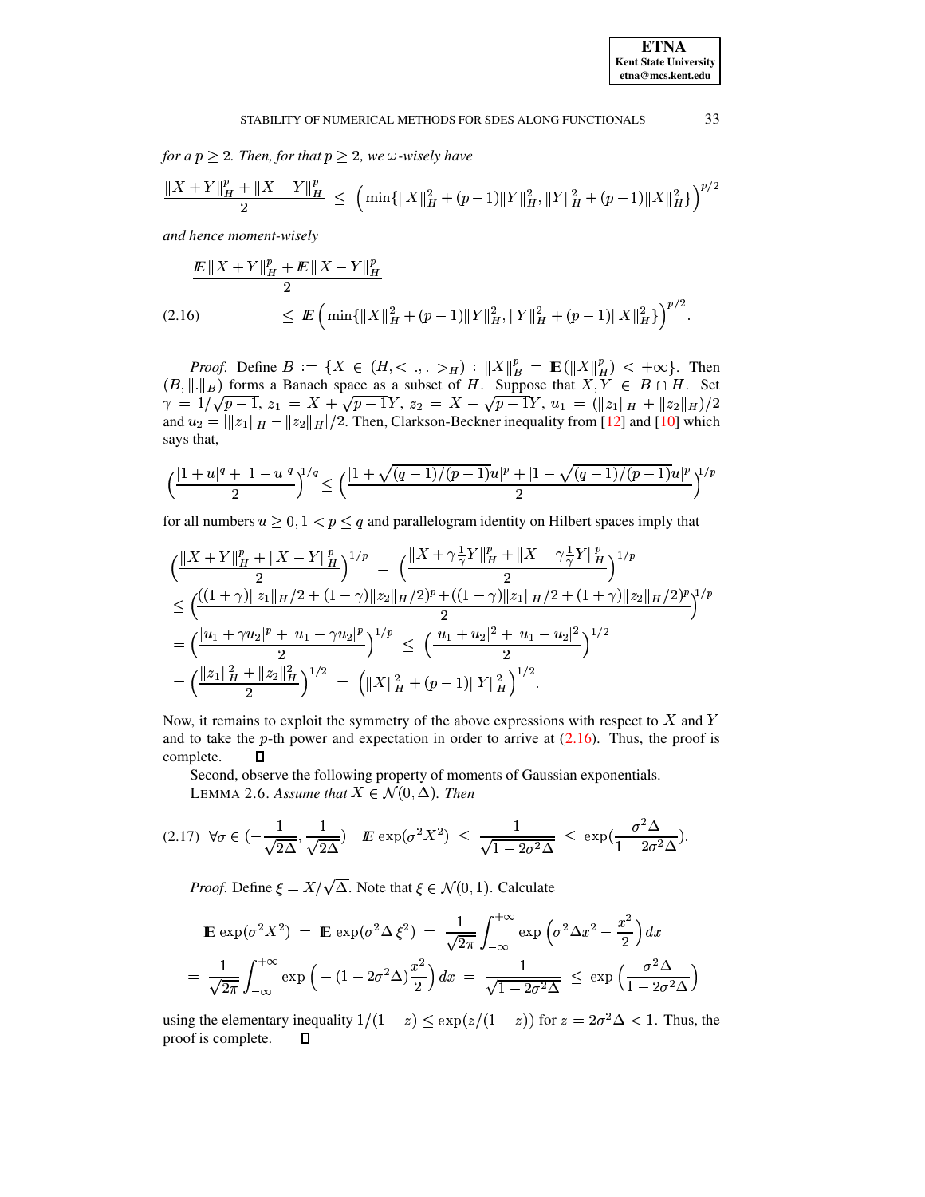*for a $p \geq 2$. Then, for that $p \geq 2$, we $\omega$-wisely have*

$$\frac{\|X+Y\|_H^p + \|X-Y\|_H^p}{2} \;\leq\; \Big(\min\{\|X\|_H^2 + (p-1)\|Y\|_H^2, \|Y\|_H^2 + (p-1)\|X\|_H^2\}\Big)^{p/2}$$

*and hence moment-wisely*

$$\frac{\mathbb{E}\|X+Y\|_H^p + \mathbb{E}\|X-Y\|_H^p}{2}$$

$$\leq \; \mathbb{E}\Big(\min\{\|X\|_H^2 + (p-1)\|Y\|_H^2, \|Y\|_H^2 + (p-1)\|X\|_H^2\}\Big)^{p/2}. \tag{2.16}$$

*Proof.* Define $B := \{X \in (H, <.,.>_H) : \|X\|_B^p = \mathbb{E}(\|X\|_H^p) < +\infty\}$. Then $(B, \|.\|_B)$ forms a Banach space as a subset of $H$. Suppose that $X, Y \in B \cap H$. Set $\gamma = 1/\sqrt{p-1}$, $z_1 = X + \sqrt{p-1}Y$, $z_2 = X - \sqrt{p-1}Y$, $u_1 = (\|z_1\|_H + \|z_2\|_H)/2$ and $u_2 = |\|z_1\|_H - \|z_2\|_H|/2$. Then, Clarkson-Beckner inequality from [12] and [10] which says that,

$$\Big(\frac{|1+u|^q + |1-u|^q}{2}\Big)^{1/q} \leq \Big(\frac{|1+\sqrt{(q-1)/(p-1)}u|^p + |1-\sqrt{(q-1)/(p-1)}u|^p}{2}\Big)^{1/p}$$

for all numbers $u \geq 0, 1 < p \leq q$ and parallelogram identity on Hilbert spaces imply that

$$\begin{aligned}
&\Big(\frac{\|X+Y\|_H^p + \|X-Y\|_H^p}{2}\Big)^{1/p} \;=\; \Big(\frac{\|X+\gamma\frac{1}{\gamma}Y\|_H^p + \|X-\gamma\frac{1}{\gamma}Y\|_H^p}{2}\Big)^{1/p}\\
&\leq \Big(\frac{((1+\gamma)\|z_1\|_H/2 + (1-\gamma)\|z_2\|_H/2)^p + ((1-\gamma)\|z_1\|_H/2 + (1+\gamma)\|z_2\|_H/2)^p}{2}\Big)^{1/p}\\
&= \Big(\frac{|u_1+\gamma u_2|^p + |u_1-\gamma u_2|^p}{2}\Big)^{1/p} \;\leq\; \Big(\frac{|u_1+u_2|^2 + |u_1-u_2|^2}{2}\Big)^{1/2}\\
&= \Big(\frac{\|z_1\|_H^2 + \|z_2\|_H^2}{2}\Big)^{1/2} \;=\; \Big(\|X\|_H^2 + (p-1)\|Y\|_H^2\Big)^{1/2}.
\end{aligned}$$

Now, it remains to exploit the symmetry of the above expressions with respect to $X$ and $Y$ and to take the $p$-th power and expectation in order to arrive at (2.16). Thus, the proof is complete. ◻

Second, observe the following property of moments of Gaussian exponentials.

LEMMA 2.6. *Assume that $X \in \mathcal{N}(0,\Delta)$. Then*

$$\forall \sigma \in \Big(-\frac{1}{\sqrt{2\Delta}}, \frac{1}{\sqrt{2\Delta}}\Big) \quad \mathbb{E}\exp(\sigma^2 X^2) \;\leq\; \frac{1}{\sqrt{1-2\sigma^2\Delta}} \;\leq\; \exp\Big(\frac{\sigma^2\Delta}{1-2\sigma^2\Delta}\Big). \tag{2.17}$$

*Proof.* Define $\xi = X/\sqrt{\Delta}$. Note that $\xi \in \mathcal{N}(0,1)$. Calculate

$$\begin{aligned}
\mathbb{E}\exp(\sigma^2 X^2) \;&=\; \mathbb{E}\exp(\sigma^2\Delta\,\xi^2) \;=\; \frac{1}{\sqrt{2\pi}}\int_{-\infty}^{+\infty}\exp\Big(\sigma^2\Delta x^2 - \frac{x^2}{2}\Big)\,dx\\
&= \frac{1}{\sqrt{2\pi}}\int_{-\infty}^{+\infty}\exp\Big(-(1-2\sigma^2\Delta)\frac{x^2}{2}\Big)\,dx \;=\; \frac{1}{\sqrt{1-2\sigma^2\Delta}} \;\leq\; \exp\Big(\frac{\sigma^2\Delta}{1-2\sigma^2\Delta}\Big)
\end{aligned}$$

using the elementary inequality $1/(1-z) \leq \exp(z/(1-z))$ for $z = 2\sigma^2\Delta < 1$. Thus, the proof is complete. ◻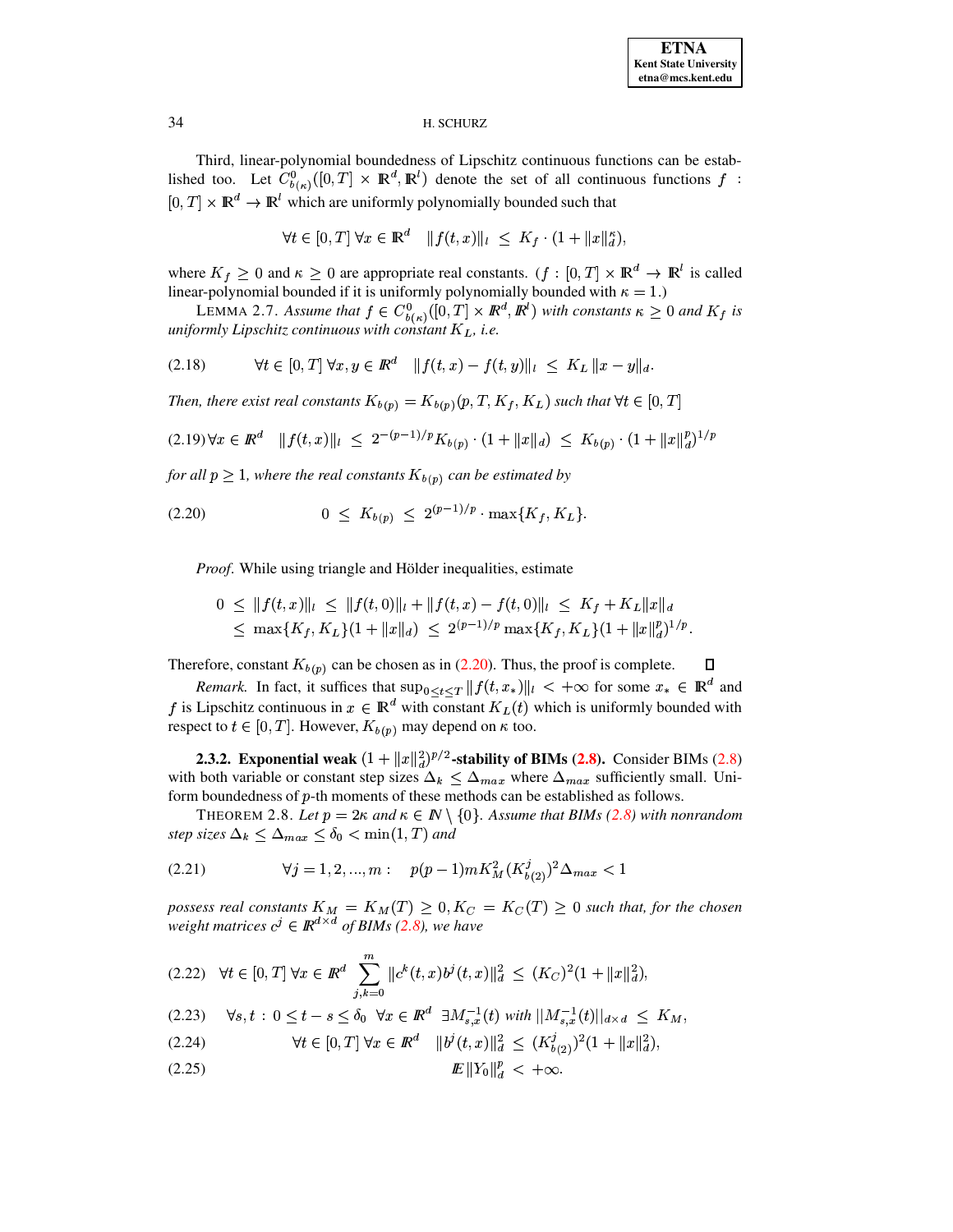Third, linear-polynomial boundedness of Lipschitz continuous functions can be established too. Let $C^0_{b(\kappa)}([0,T] \times \mathbb{R}^d, \mathbb{R}^l)$ denote the set of all continuous functions $f : [0,T] \times \mathbb{R}^d \to \mathbb{R}^l$ which are uniformly polynomially bounded such that

$$\forall t \in [0,T] \; \forall x \in \mathbb{R}^d \quad \|f(t,x)\|_l \; \leq \; K_f \cdot (1 + \|x\|_d^\kappa),$$

where $K_f \geq 0$ and $\kappa \geq 0$ are appropriate real constants. ($f : [0,T] \times \mathbb{R}^d \to \mathbb{R}^l$ is called linear-polynomial bounded if it is uniformly polynomially bounded with $\kappa = 1$.)

LEMMA 2.7. *Assume that $f \in C^0_{b(\kappa)}([0,T] \times \mathbb{R}^d, \mathbb{R}^l)$ with constants $\kappa \geq 0$ and $K_f$ is uniformly Lipschitz continuous with constant $K_L$, i.e.*

$$\forall t \in [0,T] \; \forall x, y \in \mathbb{R}^d \quad \|f(t,x) - f(t,y)\|_l \; \leq \; K_L \, \|x - y\|_d. \tag{2.18}$$

*Then, there exist real constants $K_{b(p)} = K_{b(p)}(p, T, K_f, K_L)$ such that $\forall t \in [0,T]$*

$$\forall x \in \mathbb{R}^d \quad \|f(t,x)\|_l \; \leq \; 2^{-(p-1)/p} K_{b(p)} \cdot (1 + \|x\|_d) \; \leq \; K_{b(p)} \cdot (1 + \|x\|_d^p)^{1/p} \tag{2.19}$$

*for all $p \geq 1$, where the real constants $K_{b(p)}$ can be estimated by*

$$0 \; \leq \; K_{b(p)} \; \leq \; 2^{(p-1)/p} \cdot \max\{K_f, K_L\}. \tag{2.20}$$

*Proof.* While using triangle and Hölder inequalities, estimate

$$\begin{aligned} 0 \; &\leq \; \|f(t,x)\|_l \; \leq \; \|f(t,0)\|_l + \|f(t,x) - f(t,0)\|_l \; \leq \; K_f + K_L \|x\|_d \\ &\leq \; \max\{K_f, K_L\}(1 + \|x\|_d) \; \leq \; 2^{(p-1)/p} \max\{K_f, K_L\}(1 + \|x\|_d^p)^{1/p}. \end{aligned}$$

Therefore, constant $K_{b(p)}$ can be chosen as in (2.20). Thus, the proof is complete. ∎

*Remark.* In fact, it suffices that $\sup_{0 \leq t \leq T} \|f(t, x_*)\|_l < +\infty$ for some $x_* \in \mathbb{R}^d$ and $f$ is Lipschitz continuous in $x \in \mathbb{R}^d$ with constant $K_L(t)$ which is uniformly bounded with respect to $t \in [0,T]$. However, $K_{b(p)}$ may depend on $\kappa$ too.

**2.3.2. Exponential weak $(1 + \|x\|_d^2)^{p/2}$-stability of BIMs (2.8).** Consider BIMs (2.8) with both variable or constant step sizes $\Delta_k \leq \Delta_{max}$ where $\Delta_{max}$ sufficiently small. Uniform boundedness of $p$-th moments of these methods can be established as follows.

THEOREM 2.8. *Let $p = 2\kappa$ and $\kappa \in \mathbb{N} \setminus \{0\}$. Assume that BIMs (2.8) with nonrandom step sizes $\Delta_k \leq \Delta_{max} \leq \delta_0 < \min(1, T)$ and*

$$\forall j = 1, 2, ..., m : \quad p(p-1) m K_M^2 (K^j_{b(2)})^2 \Delta_{max} < 1 \tag{2.21}$$

*possess real constants $K_M = K_M(T) \geq 0, K_C = K_C(T) \geq 0$ such that, for the chosen weight matrices $c^j \in \mathbb{R}^{d \times d}$ of BIMs (2.8), we have*

$$\forall t \in [0,T] \; \forall x \in \mathbb{R}^d \; \sum_{j,k=0}^{m} \|c^k(t,x) b^j(t,x)\|_d^2 \; \leq \; (K_C)^2 (1 + \|x\|_d^2), \tag{2.22}$$

$$\forall s, t \, : \, 0 \leq t - s \leq \delta_0 \;\; \forall x \in \mathbb{R}^d \;\; \exists M^{-1}_{s,x}(t) \text{ with } ||M^{-1}_{s,x}(t)||_{d \times d} \; \leq \; K_M, \tag{2.23}$$

$$\forall t \in [0,T] \; \forall x \in \mathbb{R}^d \quad \|b^j(t,x)\|_d^2 \; \leq \; (K^j_{b(2)})^2 (1 + \|x\|_d^2), \tag{2.24}$$

$$\mathbb{E}\|Y_0\|_d^p \; < \; +\infty. \tag{2.25}$$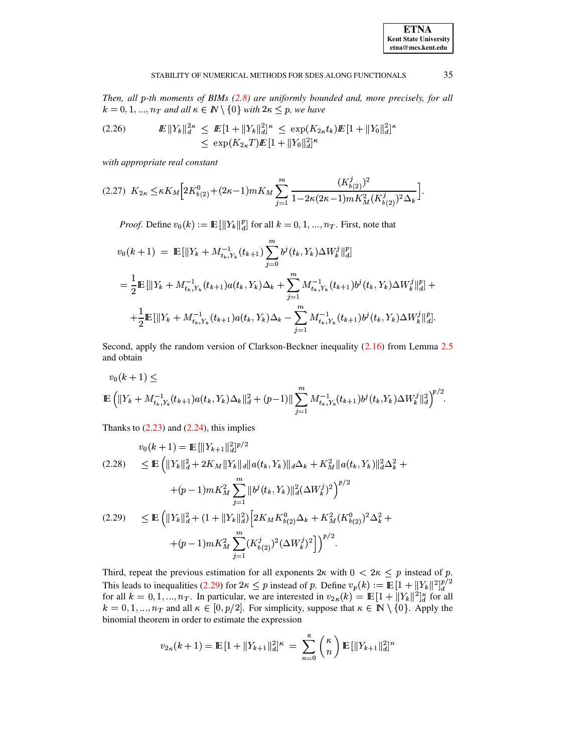*Then, all $p$-th moments of BIMs (2.8) are uniformly bounded and, more precisely, for all $k = 0, 1, ..., n_T$ and all $\kappa \in \mathbb{N} \setminus \{0\}$ with $2\kappa \leq p$, we have*

$$
\begin{aligned}
(2.26) \qquad \mathbb{E}\, \|Y_k\|_d^{2\kappa} \;&\leq\; \mathbb{E}\, [1 + \|Y_k\|_d^2]^\kappa \;\leq\; \exp(K_{2\kappa} t_k) \mathbb{E}\, [1 + \|Y_0\|_d^2]^\kappa \\
&\leq\; \exp(K_{2\kappa} T) \mathbb{E}\, [1 + \|Y_0\|_d^2]^\kappa
\end{aligned}
$$

*with appropriate real constant*

$$
(2.27) \quad K_{2\kappa} \leq \kappa K_M \Big[ 2K_{b(2)}^0 + (2\kappa - 1) m K_M \sum_{j=1}^{m} \frac{(K_{b(2)}^j)^2}{1 - 2\kappa(2\kappa - 1) m K_M^2 (K_{b(2)}^j)^2 \Delta_k} \Big].
$$

*Proof.* Define $v_0(k) := \mathbb{E}\, [\|Y_k\|_d^p]$ for all $k = 0, 1, ..., n_T$. First, note that

$$
\begin{aligned}
v_0(k+1) \;&=\; \mathbb{E}\, [\|Y_k + M_{t_k, Y_k}^{-1}(t_{k+1}) \sum_{j=0}^{m} b^j(t_k, Y_k) \Delta W_k^j \|_d^p] \\
&= \frac{1}{2} \mathbb{E}\, [\|Y_k + M_{t_k, Y_k}^{-1}(t_{k+1}) a(t_k, Y_k) \Delta_k + \sum_{j=1}^{m} M_{t_k, Y_k}^{-1}(t_{k+1}) b^j(t_k, Y_k) \Delta W_k^j \|_d^p] + \\
&\quad + \frac{1}{2} \mathbb{E}\, [\|Y_k + M_{t_k, Y_k}^{-1}(t_{k+1}) a(t_k, Y_k) \Delta_k - \sum_{j=1}^{m} M_{t_k, Y_k}^{-1}(t_{k+1}) b^j(t_k, Y_k) \Delta W_k^j \|_d^p].
\end{aligned}
$$

Second, apply the random version of Clarkson-Beckner inequality (2.16) from Lemma 2.5 and obtain

$$
\begin{aligned}
&v_0(k+1) \leq \\
&\mathbb{E}\, \Big( \|Y_k + M_{t_k, Y_k}^{-1}(t_{k+1}) a(t_k, Y_k) \Delta_k \|_d^2 + (p-1) \| \sum_{j=1}^{m} M_{t_k, Y_k}^{-1}(t_{k+1}) b^j(t_k, Y_k) \Delta W_k^j \|_d^2 \Big)^{p/2}.
\end{aligned}
$$

Thanks to (2.23) and (2.24), this implies

$$
\begin{aligned}
&v_0(k+1) = \mathbb{E}\, [\|Y_{k+1}\|_d^2]^{p/2} \\
(2.28) \quad &\leq \mathbb{E}\, \Big( \|Y_k\|_d^2 + 2K_M \|Y_k\|_d \|a(t_k, Y_k)\|_d \Delta_k + K_M^2 \|a(t_k, Y_k)\|_d^2 \Delta_k^2 + \\
&\qquad + (p-1) m K_M^2 \sum_{j=1}^{m} \|b^j(t_k, Y_k)\|_d^2 (\Delta W_k^j)^2 \Big)^{p/2} \\
(2.29) \quad &\leq \mathbb{E}\, \Big( \|Y_k\|_d^2 + (1 + \|Y_k\|_d^2) \Big[ 2K_M K_{b(2)}^0 \Delta_k + K_M^2 (K_{b(2)}^0)^2 \Delta_k^2 + \\
&\qquad + (p-1) m K_M^2 \sum_{j=1}^{m} (K_{b(2)}^j)^2 (\Delta W_k^j)^2 \Big] \Big)^{p/2}.
\end{aligned}
$$

Third, repeat the previous estimation for all exponents $2\kappa$ with $0 < 2\kappa \leq p$ instead of $p$. This leads to inequalities (2.29) for $2\kappa \leq p$ instead of $p$. Define $v_p(k) := \mathbb{E}\, [1 + \|Y_k\|^2]_d^{p/2}$ for all $k = 0, 1, ..., n_T$. In particular, we are interested in $v_{2\kappa}(k) = \mathbb{E}\, [1 + \|Y_k\|^2]_d^\kappa$ for all $k = 0, 1, ..., n_T$ and all $\kappa \in [0, p/2]$. For simplicity, suppose that $\kappa \in \mathbb{N} \setminus \{0\}$. Apply the binomial theorem in order to estimate the expression

$$
v_{2\kappa}(k+1) = \mathbb{E}\, [1 + \|Y_{k+1}\|_d^2]^\kappa \;=\; \sum_{n=0}^{\kappa} \binom{\kappa}{n} \mathbb{E}\, [\|Y_{k+1}\|_d^2]^n
$$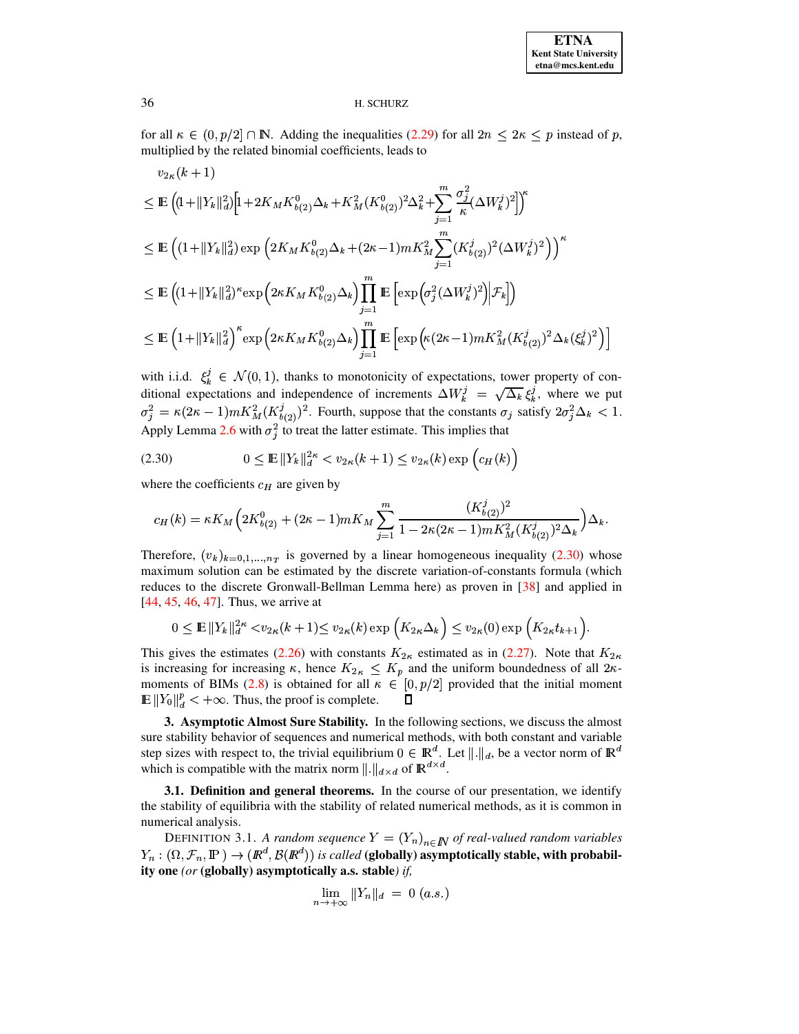for all $\kappa \in (0, p/2] \cap \mathbb{N}$. Adding the inequalities (2.29) for all $2n \leq 2\kappa \leq p$ instead of $p$, multiplied by the related binomial coefficients, leads to

$$
\begin{aligned}
& v_{2\kappa}(k+1) \\
& \leq \mathbb{E}\left( (1+\|Y_k\|_d^2)\left[1+2K_M K^0_{b(2)}\Delta_k + K_M^2 (K^0_{b(2)})^2 \Delta_k^2 + \sum_{j=1}^m \frac{\sigma_j^2}{\kappa}(\Delta W_k^j)^2\right]\right)^{\kappa} \\
& \leq \mathbb{E}\left( (1+\|Y_k\|_d^2)\exp\left(2K_M K^0_{b(2)}\Delta_k + (2\kappa-1)mK_M^2 \sum_{j=1}^m (K^j_{b(2)})^2 (\Delta W_k^j)^2\right)\right)^{\kappa} \\
& \leq \mathbb{E}\left( (1+\|Y_k\|_d^2)^{\kappa}\exp\left(2\kappa K_M K^0_{b(2)}\Delta_k\right)\prod_{j=1}^m \mathbb{E}\left[\exp\left(\sigma_j^2 (\Delta W_k^j)^2\right)\Big|\mathcal{F}_k\right]\right) \\
& \leq \mathbb{E}\left(1+\|Y_k\|_d^2\right)^{\kappa}\exp\left(2\kappa K_M K^0_{b(2)}\Delta_k\right)\prod_{j=1}^m \mathbb{E}\left[\exp\left(\kappa(2\kappa-1)mK_M^2 (K^j_{b(2)})^2\Delta_k (\xi_k^j)^2\right)\right]
\end{aligned}
$$

with i.i.d. $\xi_k^j \in \mathcal{N}(0,1)$, thanks to monotonicity of expectations, tower property of conditional expectations and independence of increments $\Delta W_k^j = \sqrt{\Delta_k}\,\xi_k^j$, where we put $\sigma_j^2 = \kappa(2\kappa-1)mK_M^2(K^j_{b(2)})^2$. Fourth, suppose that the constants $\sigma_j$ satisfy $2\sigma_j^2\Delta_k < 1$. Apply Lemma 2.6 with $\sigma_j^2$ to treat the latter estimate. This implies that

$$
0 \leq \mathbb{E}\|Y_k\|_d^{2\kappa} < v_{2\kappa}(k+1) \leq v_{2\kappa}(k)\exp\Big(c_H(k)\Big) \tag{2.30}
$$

where the coefficients $c_H$ are given by

$$
c_H(k) = \kappa K_M\Big(2K^0_{b(2)} + (2\kappa-1)mK_M\sum_{j=1}^m \frac{(K^j_{b(2)})^2}{1-2\kappa(2\kappa-1)mK_M^2(K^j_{b(2)})^2\Delta_k}\Big)\Delta_k.
$$

Therefore, $(v_k)_{k=0,1,\ldots,n_T}$ is governed by a linear homogeneous inequality (2.30) whose maximum solution can be estimated by the discrete variation-of-constants formula (which reduces to the discrete Gronwall-Bellman Lemma here) as proven in [38] and applied in [44, 45, 46, 47]. Thus, we arrive at

$$
0 \leq \mathbb{E}\|Y_k\|_d^{2\kappa} < v_{2\kappa}(k+1) \leq v_{2\kappa}(k)\exp\Big(K_{2\kappa}\Delta_k\Big) \leq v_{2\kappa}(0)\exp\Big(K_{2\kappa}t_{k+1}\Big).
$$

This gives the estimates (2.26) with constants $K_{2\kappa}$ estimated as in (2.27). Note that $K_{2\kappa}$ is increasing for increasing $\kappa$, hence $K_{2_\kappa} \leq K_p$ and the uniform boundedness of all $2\kappa$-moments of BIMs (2.8) is obtained for all $\kappa \in [0, p/2]$ provided that the initial moment $\mathbb{E}\|Y_0\|_d^p < +\infty$. Thus, the proof is complete. $\square$

## 3. Asymptotic Almost Sure Stability.

In the following sections, we discuss the almost sure stability behavior of sequences and numerical methods, with both constant and variable step sizes with respect to, the trivial equilibrium $0 \in \mathbb{R}^d$. Let $\|.\|_d$, be a vector norm of $\mathbb{R}^d$ which is compatible with the matrix norm $\|.\|_{d\times d}$ of $\mathbb{R}^{d\times d}$.

### 3.1. Definition and general theorems.

In the course of our presentation, we identify the stability of equilibria with the stability of related numerical methods, as it is common in numerical analysis.

DEFINITION 3.1. *A random sequence $Y = (Y_n)_{n\in\mathbb{N}}$ of real-valued random variables $Y_n : (\Omega, \mathcal{F}_n, \mathbb{P}) \to (\mathbb{R}^d, \mathcal{B}(\mathbb{R}^d))$ is called* **(globally) asymptotically stable, with probability one** *(or* **(globally) asymptotically a.s. stable***) if,*

$$
\lim_{n\to+\infty}\|Y_n\|_d = 0 \ (a.s.)
$$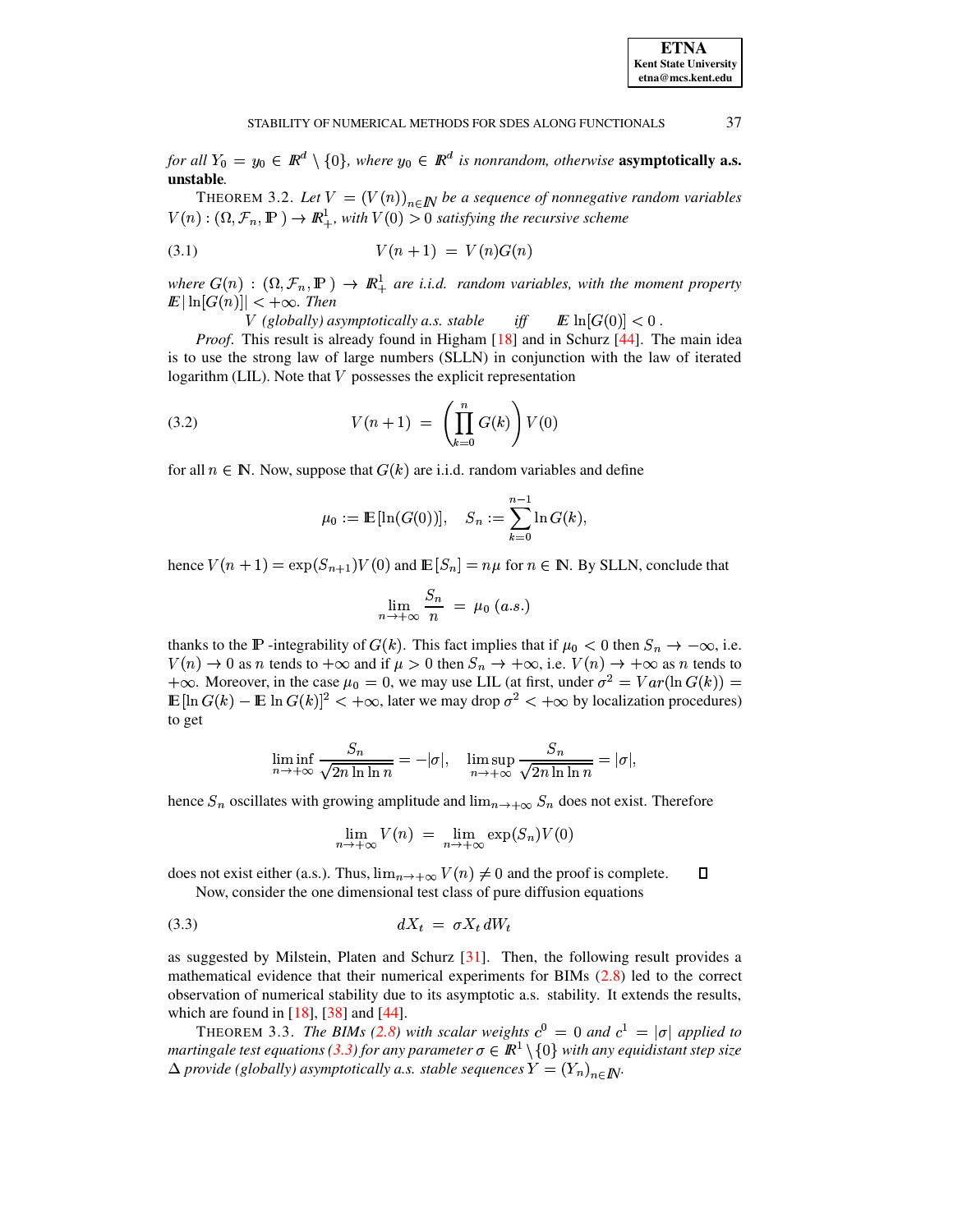*for all $Y_0 = y_0 \in \mathbb{R}^d \setminus \{0\}$, where $y_0 \in \mathbb{R}^d$ is nonrandom, otherwise* **asymptotically a.s. unstable**.

THEOREM 3.2. *Let $V = (V(n))_{n \in \mathbb{N}}$ be a sequence of nonnegative random variables $V(n) : (\Omega, \mathcal{F}_n, \mathbb{P}) \to \mathbb{R}^1_+$, with $V(0) > 0$ satisfying the recursive scheme*

$$V(n+1) \;=\; V(n)G(n) \tag{3.1}$$

*where $G(n) : (\Omega, \mathcal{F}_n, \mathbb{P}) \to \mathbb{R}^1_+$ are i.i.d. random variables, with the moment property $\mathbb{E}\,|\ln[G(n)]| < +\infty$. Then*

*$V$ (globally) asymptotically a.s. stable $\quad$ iff $\quad$ $\mathbb{E}\,\ln[G(0)] < 0$ .*

*Proof.* This result is already found in Higham [18] and in Schurz [44]. The main idea is to use the strong law of large numbers (SLLN) in conjunction with the law of iterated logarithm (LIL). Note that $V$ possesses the explicit representation

$$V(n+1) \;=\; \left(\prod_{k=0}^{n} G(k)\right) V(0) \tag{3.2}$$

for all $n \in \mathbb{N}$. Now, suppose that $G(k)$ are i.i.d. random variables and define

$$\mu_0 := \mathbb{E}\left[\ln(G(0))\right], \quad S_n := \sum_{k=0}^{n-1} \ln G(k),$$

hence $V(n+1) = \exp(S_{n+1})V(0)$ and $\mathbb{E}\left[S_n\right] = n\mu$ for $n \in \mathbb{N}$. By SLLN, conclude that

$$\lim_{n\to+\infty} \frac{S_n}{n} \;=\; \mu_0 \; (a.s.)$$

thanks to the $\mathbb{P}$-integrability of $G(k)$. This fact implies that if $\mu_0 < 0$ then $S_n \to -\infty$, i.e. $V(n) \to 0$ as $n$ tends to $+\infty$ and if $\mu > 0$ then $S_n \to +\infty$, i.e. $V(n) \to +\infty$ as $n$ tends to $+\infty$. Moreover, in the case $\mu_0 = 0$, we may use LIL (at first, under $\sigma^2 = Var(\ln G(k)) = \mathbb{E}\left[\ln G(k) - \mathbb{E}\,\ln G(k)\right]^2 < +\infty$, later we may drop $\sigma^2 < +\infty$ by localization procedures) to get

$$\liminf_{n\to+\infty} \frac{S_n}{\sqrt{2n\ln\ln n}} = -|\sigma|, \quad \limsup_{n\to+\infty} \frac{S_n}{\sqrt{2n\ln\ln n}} = |\sigma|,$$

hence $S_n$ oscillates with growing amplitude and $\lim_{n\to+\infty} S_n$ does not exist. Therefore

$$\lim_{n\to+\infty} V(n) \;=\; \lim_{n\to+\infty} \exp(S_n)V(0)$$

does not exist either (a.s.). Thus, $\lim_{n\to+\infty} V(n) \neq 0$ and the proof is complete. ∎

Now, consider the one dimensional test class of pure diffusion equations

$$dX_t \;=\; \sigma X_t\, dW_t \tag{3.3}$$

as suggested by Milstein, Platen and Schurz [31]. Then, the following result provides a mathematical evidence that their numerical experiments for BIMs (2.8) led to the correct observation of numerical stability due to its asymptotic a.s. stability. It extends the results, which are found in [18], [38] and [44].

THEOREM 3.3. *The BIMs (2.8) with scalar weights $c^0 = 0$ and $c^1 = |\sigma|$ applied to martingale test equations (3.3) for any parameter $\sigma \in \mathbb{R}^1 \setminus \{0\}$ with any equidistant step size $\Delta$ provide (globally) asymptotically a.s. stable sequences $Y = (Y_n)_{n \in \mathbb{N}}$.*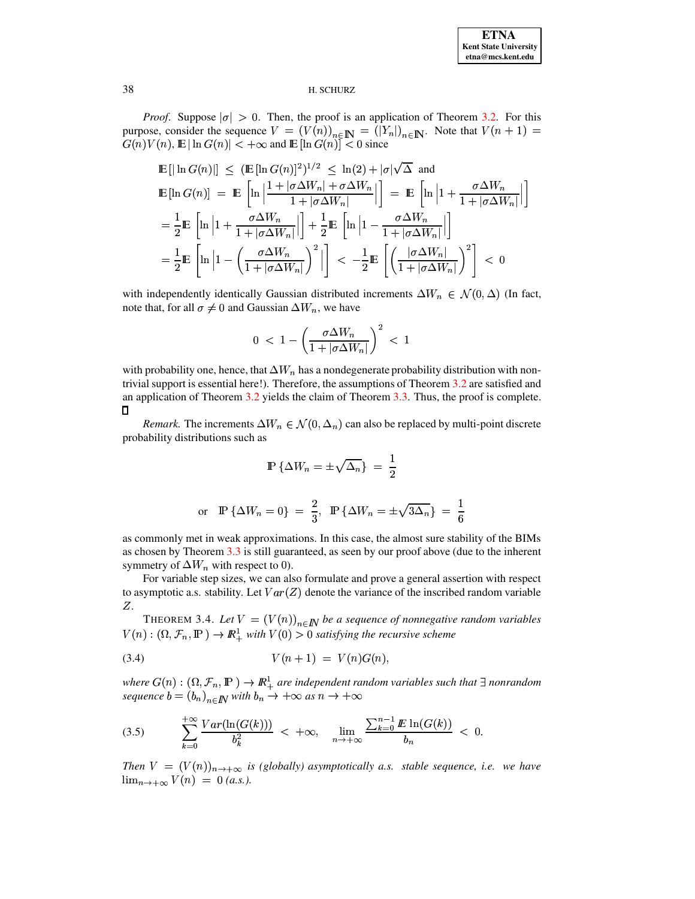*Proof*. Suppose $|\sigma| > 0$. Then, the proof is an application of Theorem 3.2. For this purpose, consider the sequence $V = (V(n))_{n\in\mathbb{N}} = (|Y_n|)_{n\in\mathbb{N}}$. Note that $V(n+1) = G(n)V(n)$, $\mathbb{E}\,|\ln G(n)| < +\infty$ and $\mathbb{E}\,[\ln G(n)] < 0$ since

$$
\begin{aligned}
\mathbb{E}\,[|\ln G(n)|] \;&\leq\; (\mathbb{E}\,[\ln G(n)]^2)^{1/2} \;\leq\; \ln(2) + |\sigma|\sqrt{\Delta} \;\text{ and} \\
\mathbb{E}\,[\ln G(n)] \;&=\; \mathbb{E}\,\left[\ln\left|\frac{1+|\sigma\Delta W_n| + \sigma\Delta W_n}{1+|\sigma\Delta W_n|}\right|\right] \;=\; \mathbb{E}\,\left[\ln\left|1+\frac{\sigma\Delta W_n}{1+|\sigma\Delta W_n|}\right|\right] \\
&= \frac{1}{2}\mathbb{E}\,\left[\ln\left|1+\frac{\sigma\Delta W_n}{1+|\sigma\Delta W_n|}\right|\right] + \frac{1}{2}\mathbb{E}\,\left[\ln\left|1-\frac{\sigma\Delta W_n}{1+|\sigma\Delta W_n|}\right|\right] \\
&= \frac{1}{2}\mathbb{E}\,\left[\ln\left|1-\left(\frac{\sigma\Delta W_n}{1+|\sigma\Delta W_n|}\right)^2\right|\right] \;<\; -\frac{1}{2}\mathbb{E}\,\left[\left(\frac{|\sigma\Delta W_n|}{1+|\sigma\Delta W_n|}\right)^2\right] \;<\; 0
\end{aligned}
$$

with independently identically Gaussian distributed increments $\Delta W_n \in \mathcal{N}(0,\Delta)$ (In fact, note that, for all $\sigma \neq 0$ and Gaussian $\Delta W_n$, we have

$$
0 \;<\; 1 - \left(\frac{\sigma\Delta W_n}{1+|\sigma\Delta W_n|}\right)^2 \;<\; 1
$$

with probability one, hence, that $\Delta W_n$ has a nondegenerate probability distribution with nontrivial support is essential here!). Therefore, the assumptions of Theorem 3.2 are satisfied and an application of Theorem 3.2 yields the claim of Theorem 3.3. Thus, the proof is complete. $\square$

*Remark.* The increments $\Delta W_n \in \mathcal{N}(0,\Delta_n)$ can also be replaced by multi-point discrete probability distributions such as

$$
\mathbb{P}\,\{\Delta W_n = \pm\sqrt{\Delta_n}\} \;=\; \frac{1}{2}
$$

$$
\text{or}\quad \mathbb{P}\,\{\Delta W_n = 0\} \;=\; \frac{2}{3},\;\; \mathbb{P}\,\{\Delta W_n = \pm\sqrt{3\Delta_n}\} \;=\; \frac{1}{6}
$$

as commonly met in weak approximations. In this case, the almost sure stability of the BIMs as chosen by Theorem 3.3 is still guaranteed, as seen by our proof above (due to the inherent symmetry of $\Delta W_n$ with respect to 0).

For variable step sizes, we can also formulate and prove a general assertion with respect to asymptotic a.s. stability. Let $Var(Z)$ denote the variance of the inscribed random variable $Z$.

THEOREM 3.4. *Let $V = (V(n))_{n\in\mathbb{N}}$ be a sequence of nonnegative random variables $V(n) : (\Omega, \mathcal{F}_n, \mathbb{P}) \to \mathbb{R}^1_+$ with $V(0) > 0$ satisfying the recursive scheme*

$$
V(n+1) \;=\; V(n)G(n), \tag{3.4}
$$

*where $G(n) : (\Omega, \mathcal{F}_n, \mathbb{P}) \to \mathbb{R}^1_+$ are independent random variables such that $\exists$ nonrandom sequence $b = (b_n)_{n\in\mathbb{N}}$ with $b_n \to +\infty$ as $n \to +\infty$*

$$
\sum_{k=0}^{+\infty} \frac{Var(\ln(G(k)))}{b_k^2} \;<\; +\infty, \qquad \lim_{n\to+\infty} \frac{\sum_{k=0}^{n-1} \mathbb{E}\,\ln(G(k))}{b_n} \;<\; 0. \tag{3.5}
$$

*Then $V = (V(n))_{n\to+\infty}$ is (globally) asymptotically a.s. stable sequence, i.e. we have $\lim_{n\to+\infty} V(n) \;=\; 0$ (a.s.).*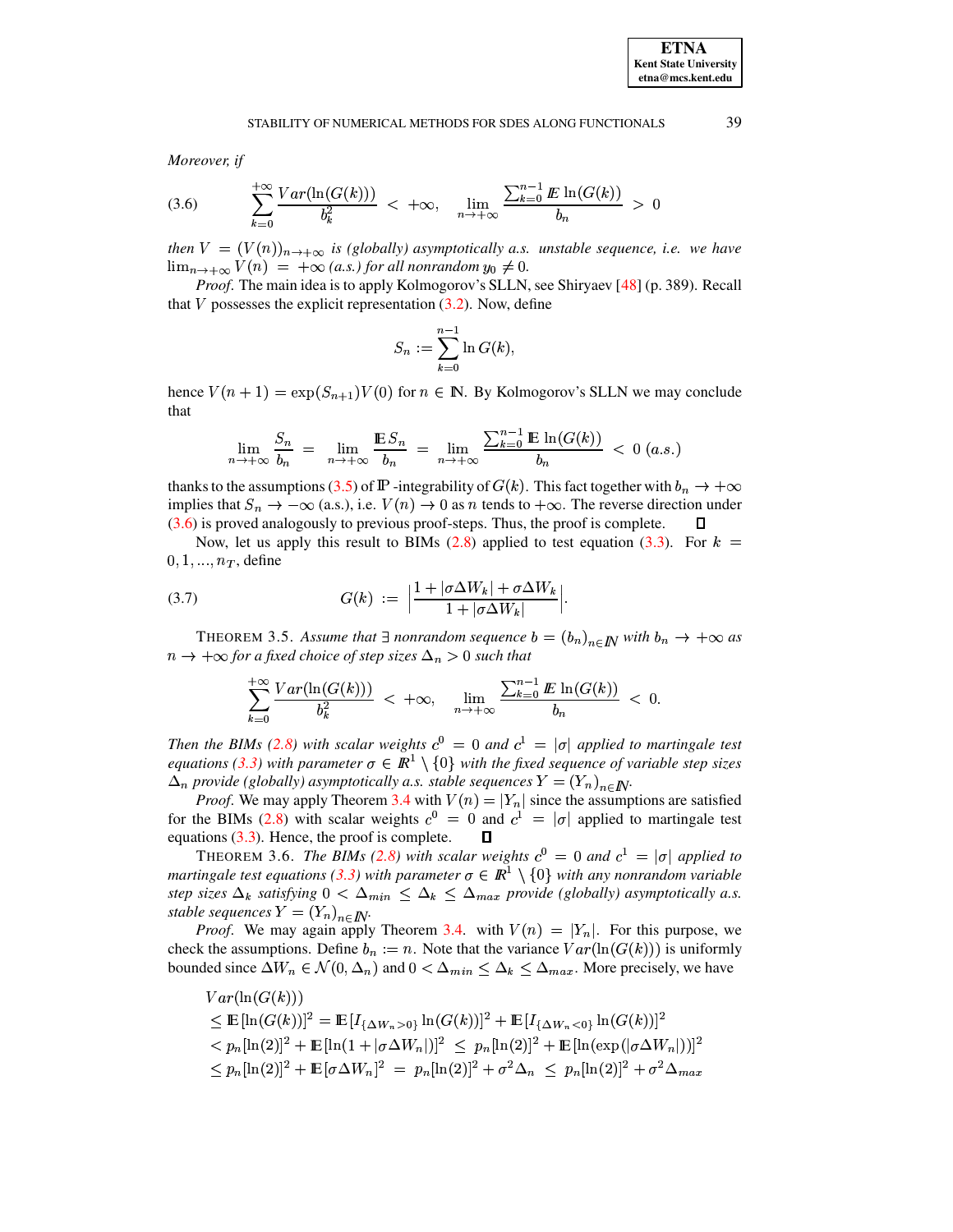*Moreover, if*

$$\sum_{k=0}^{+\infty} \frac{Var(\ln(G(k)))}{b_k^2} < +\infty, \quad \lim_{n\to+\infty} \frac{\sum_{k=0}^{n-1} \mathbb{E} \ln(G(k))}{b_n} > 0 \tag{3.6}$$

*then $V = (V(n))_{n\to+\infty}$ is (globally) asymptotically a.s. unstable sequence, i.e. we have $\lim_{n\to+\infty} V(n) = +\infty$ (a.s.) for all nonrandom $y_0 \neq 0$.*

*Proof.* The main idea is to apply Kolmogorov's SLLN, see Shiryaev [48] (p. 389). Recall that $V$ possesses the explicit representation (3.2). Now, define

$$S_n := \sum_{k=0}^{n-1} \ln G(k),$$

hence $V(n+1) = \exp(S_{n+1})V(0)$ for $n \in \mathbb{N}$. By Kolmogorov's SLLN we may conclude that

$$\lim_{n\to+\infty} \frac{S_n}{b_n} = \lim_{n\to+\infty} \frac{\mathbb{E}\, S_n}{b_n} = \lim_{n\to+\infty} \frac{\sum_{k=0}^{n-1} \mathbb{E}\, \ln(G(k))}{b_n} < 0 \ (a.s.)$$

thanks to the assumptions (3.5) of $\mathbb{P}$-integrability of $G(k)$. This fact together with $b_n \to +\infty$ implies that $S_n \to -\infty$ (a.s.), i.e. $V(n) \to 0$ as $n$ tends to $+\infty$. The reverse direction under (3.6) is proved analogously to previous proof-steps. Thus, the proof is complete. ∎

Now, let us apply this result to BIMs (2.8) applied to test equation (3.3). For $k = 0, 1, ..., n_T$, define

$$G(k) := \left| \frac{1 + |\sigma \Delta W_k| + \sigma \Delta W_k}{1 + |\sigma \Delta W_k|} \right|. \tag{3.7}$$

THEOREM 3.5. *Assume that $\exists$ nonrandom sequence $b = (b_n)_{n\in\mathbb{N}}$ with $b_n \to +\infty$ as $n \to +\infty$ for a fixed choice of step sizes $\Delta_n > 0$ such that*

$$\sum_{k=0}^{+\infty} \frac{Var(\ln(G(k)))}{b_k^2} < +\infty, \quad \lim_{n\to+\infty} \frac{\sum_{k=0}^{n-1} \mathbb{E} \ln(G(k))}{b_n} < 0.$$

*Then the BIMs (2.8) with scalar weights $c^0 = 0$ and $c^1 = |\sigma|$ applied to martingale test equations (3.3) with parameter $\sigma \in \mathbb{R}^1 \setminus \{0\}$ with the fixed sequence of variable step sizes $\Delta_n$ provide (globally) asymptotically a.s. stable sequences $Y = (Y_n)_{n\in\mathbb{N}}$.*

*Proof.* We may apply Theorem 3.4 with $V(n) = |Y_n|$ since the assumptions are satisfied for the BIMs (2.8) with scalar weights $c^0 = 0$ and $c^1 = |\sigma|$ applied to martingale test equations (3.3). Hence, the proof is complete. ∎

THEOREM 3.6. *The BIMs (2.8) with scalar weights $c^0 = 0$ and $c^1 = |\sigma|$ applied to martingale test equations (3.3) with parameter $\sigma \in \mathbb{R}^1 \setminus \{0\}$ with any nonrandom variable step sizes $\Delta_k$ satisfying $0 < \Delta_{min} \leq \Delta_k \leq \Delta_{max}$ provide (globally) asymptotically a.s. stable sequences $Y = (Y_n)_{n\in\mathbb{N}}$.*

*Proof.* We may again apply Theorem 3.4. with $V(n) = |Y_n|$. For this purpose, we check the assumptions. Define $b_n := n$. Note that the variance $Var(\ln(G(k)))$ is uniformly bounded since $\Delta W_n \in \mathcal{N}(0, \Delta_n)$ and $0 < \Delta_{min} \leq \Delta_k \leq \Delta_{max}$. More precisely, we have

$$\begin{aligned}
&Var(\ln(G(k))) \\
&\leq \mathbb{E}\,[\ln(G(k))]^2 = \mathbb{E}\,[I_{\{\Delta W_n > 0\}} \ln(G(k))]^2 + \mathbb{E}\,[I_{\{\Delta W_n < 0\}} \ln(G(k))]^2 \\
&< p_n[\ln(2)]^2 + \mathbb{E}\,[\ln(1 + |\sigma \Delta W_n|)]^2 \leq p_n[\ln(2)]^2 + \mathbb{E}\,[\ln(\exp(|\sigma \Delta W_n|))]^2 \\
&\leq p_n[\ln(2)]^2 + \mathbb{E}\,[\sigma \Delta W_n]^2 = p_n[\ln(2)]^2 + \sigma^2 \Delta_n \leq p_n[\ln(2)]^2 + \sigma^2 \Delta_{max}
\end{aligned}$$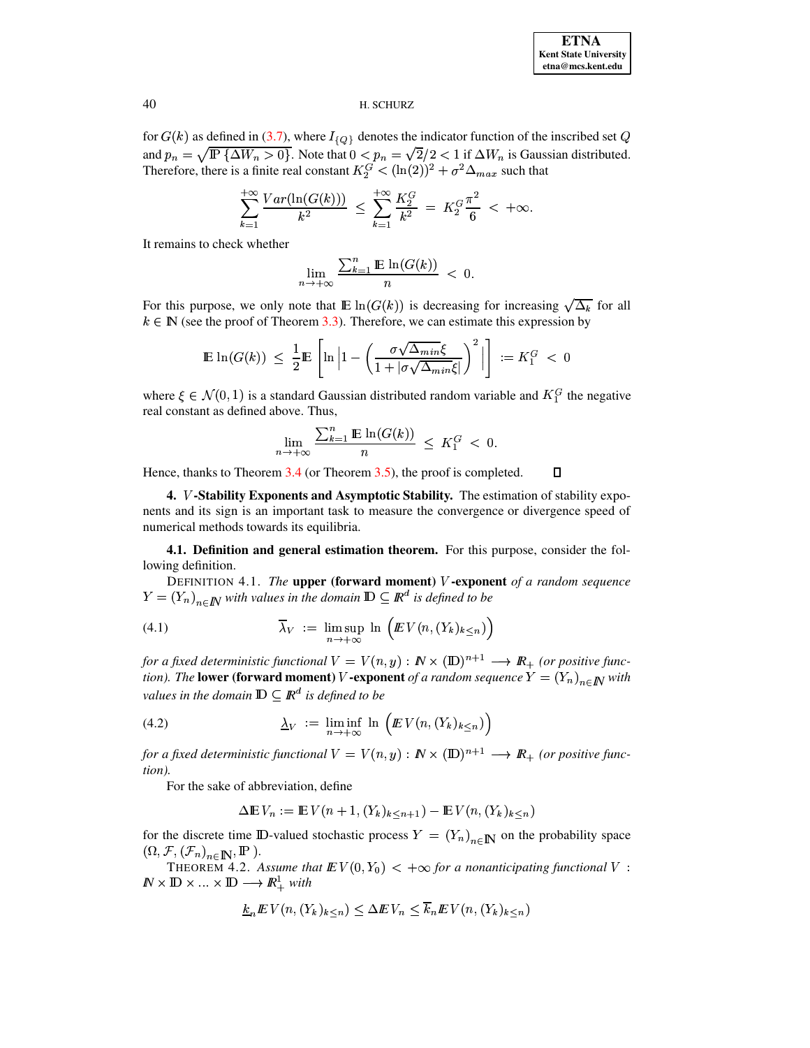for $G(k)$ as defined in (3.7), where $I_{\{Q\}}$ denotes the indicator function of the inscribed set $Q$ and $p_n = \sqrt{\mathbb{P}\{\Delta W_n > 0\}}$. Note that $0 < p_n = \sqrt{2}/2 < 1$ if $\Delta W_n$ is Gaussian distributed. Therefore, there is a finite real constant $K_2^G < (\ln(2))^2 + \sigma^2 \Delta_{max}$ such that

$$\sum_{k=1}^{+\infty} \frac{Var(\ln(G(k)))}{k^2} \;\leq\; \sum_{k=1}^{+\infty} \frac{K_2^G}{k^2} \;=\; K_2^G \frac{\pi^2}{6} \;<\; +\infty.$$

It remains to check whether

$$\lim_{n \to +\infty} \frac{\sum_{k=1}^{n} \mathbb{E} \ln(G(k))}{n} \;<\; 0.$$

For this purpose, we only note that $\mathbb{E} \ln(G(k))$ is decreasing for increasing $\sqrt{\Delta_k}$ for all $k \in \mathbb{N}$ (see the proof of Theorem 3.3). Therefore, we can estimate this expression by

$$\mathbb{E} \ln(G(k)) \;\leq\; \frac{1}{2} \mathbb{E} \left[ \ln \left| 1 - \left( \frac{\sigma \sqrt{\Delta_{min}} \xi}{1 + |\sigma \sqrt{\Delta_{min}} \xi|} \right)^2 \right| \right] \;:=\; K_1^G \;<\; 0$$

where $\xi \in \mathcal{N}(0,1)$ is a standard Gaussian distributed random variable and $K_1^G$ the negative real constant as defined above. Thus,

$$\lim_{n \to +\infty} \frac{\sum_{k=1}^{n} \mathbb{E} \ln(G(k))}{n} \;\leq\; K_1^G \;<\; 0.$$

Hence, thanks to Theorem 3.4 (or Theorem 3.5), the proof is completed. $\square$

**4. $V$-Stability Exponents and Asymptotic Stability.** The estimation of stability exponents and its sign is an important task to measure the convergence or divergence speed of numerical methods towards its equilibria.

**4.1. Definition and general estimation theorem.** For this purpose, consider the following definition.

DEFINITION 4.1. *The* **upper (forward moment) $V$-exponent** *of a random sequence $Y = (Y_n)_{n \in \mathbb{N}}$ with values in the domain $\mathbb{D} \subseteq \mathbb{R}^d$ is defined to be*

$$\overline{\lambda}_V \;:=\; \limsup_{n \to +\infty} \, \ln \left( \mathbb{E} V(n, (Y_k)_{k \leq n}) \right) \tag{4.1}$$

*for a fixed deterministic functional $V = V(n,y) : \mathbb{N} \times (\mathbb{D})^{n+1} \longrightarrow \mathbb{R}_+$ (or positive functional). The* **lower (forward moment) $V$-exponent** *of a random sequence $Y = (Y_n)_{n \in \mathbb{N}}$ with values in the domain $\mathbb{D} \subseteq \mathbb{R}^d$ is defined to be*

$$\underline{\lambda}_V \;:=\; \liminf_{n \to +\infty} \, \ln \left( \mathbb{E} V(n, (Y_k)_{k \leq n}) \right) \tag{4.2}$$

*for a fixed deterministic functional $V = V(n,y) : \mathbb{N} \times (\mathbb{D})^{n+1} \longrightarrow \mathbb{R}_+$ (or positive functional).*

For the sake of abbreviation, define

$$\Delta \mathbb{E} V_n := \mathbb{E} V(n+1, (Y_k)_{k \leq n+1}) - \mathbb{E} V(n, (Y_k)_{k \leq n})$$

for the discrete time $\mathbb{D}$-valued stochastic process $Y = (Y_n)_{n \in \mathbb{N}}$ on the probability space $(\Omega, \mathcal{F}, (\mathcal{F}_n)_{n \in \mathbb{N}}, \mathbb{P})$.

THEOREM 4.2. *Assume that $\mathbb{E} V(0, Y_0) < +\infty$ for a nonanticipating functional $V : \mathbb{N} \times \mathbb{D} \times \ldots \times \mathbb{D} \longrightarrow \mathbb{R}_+^1$ with*

$$\underline{k}_n \mathbb{E} V(n, (Y_k)_{k \leq n}) \leq \Delta \mathbb{E} V_n \leq \overline{k}_n \mathbb{E} V(n, (Y_k)_{k \leq n})$$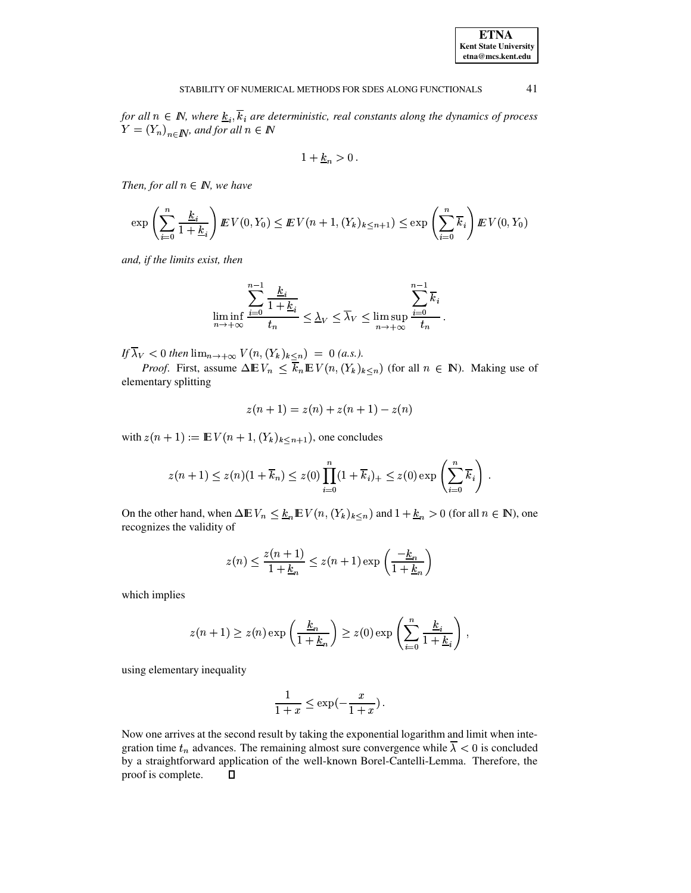*for all $n \in I\!N$, where $\underline{k}_i, \overline{k}_i$ are deterministic, real constants along the dynamics of process $Y = (Y_n)_{n \in I\!N}$, and for all $n \in I\!N$*

$$1 + \underline{k}_n > 0\,.$$

*Then, for all $n \in I\!N$, we have*

$$\exp\left(\sum_{i=0}^{n} \frac{\underline{k}_i}{1+\underline{k}_i}\right) I\!E V(0, Y_0) \leq I\!E V(n+1, (Y_k)_{k \leq n+1}) \leq \exp\left(\sum_{i=0}^{n} \overline{k}_i\right) I\!E V(0, Y_0)$$

*and, if the limits exist, then*

$$\liminf_{n \to +\infty} \frac{\displaystyle\sum_{i=0}^{n-1} \frac{\underline{k}_i}{1+\underline{k}_i}}{t_n} \leq \underline{\lambda}_V \leq \overline{\lambda}_V \leq \limsup_{n \to +\infty} \frac{\displaystyle\sum_{i=0}^{n-1} \overline{k}_i}{t_n}\,.$$

*If $\overline{\lambda}_V < 0$ then $\lim_{n \to +\infty} V(n, (Y_k)_{k \leq n}) = 0$ (a.s.).*

*Proof*. First, assume $\Delta I\!E V_n \leq \overline{k}_n I\!E V(n, (Y_k)_{k \leq n})$ (for all $n \in I\!N$). Making use of elementary splitting

$$z(n+1) = z(n) + z(n+1) - z(n)$$

with $z(n+1) := I\!E V(n+1, (Y_k)_{k \leq n+1})$, one concludes

$$z(n+1) \leq z(n)(1 + \overline{k}_n) \leq z(0) \prod_{i=0}^{n} (1 + \overline{k}_i)_+ \leq z(0) \exp\left(\sum_{i=0}^{n} \overline{k}_i\right)\,.$$

On the other hand, when $\Delta I\!E V_n \leq \underline{k}_n I\!E V(n, (Y_k)_{k \leq n})$ and $1 + \underline{k}_n > 0$ (for all $n \in I\!N$), one recognizes the validity of

$$z(n) \leq \frac{z(n+1)}{1+\underline{k}_n} \leq z(n+1) \exp\left(\frac{-\underline{k}_n}{1+\underline{k}_n}\right)$$

which implies

$$z(n+1) \geq z(n) \exp\left(\frac{\underline{k}_n}{1+\underline{k}_n}\right) \geq z(0) \exp\left(\sum_{i=0}^{n} \frac{\underline{k}_i}{1+\underline{k}_i}\right),$$

using elementary inequality

$$\frac{1}{1+x} \leq \exp(-\frac{x}{1+x})\,.$$

Now one arrives at the second result by taking the exponential logarithm and limit when integration time $t_n$ advances. The remaining almost sure convergence while $\overline{\lambda} < 0$ is concluded by a straightforward application of the well-known Borel-Cantelli-Lemma. Therefore, the proof is complete. $\square$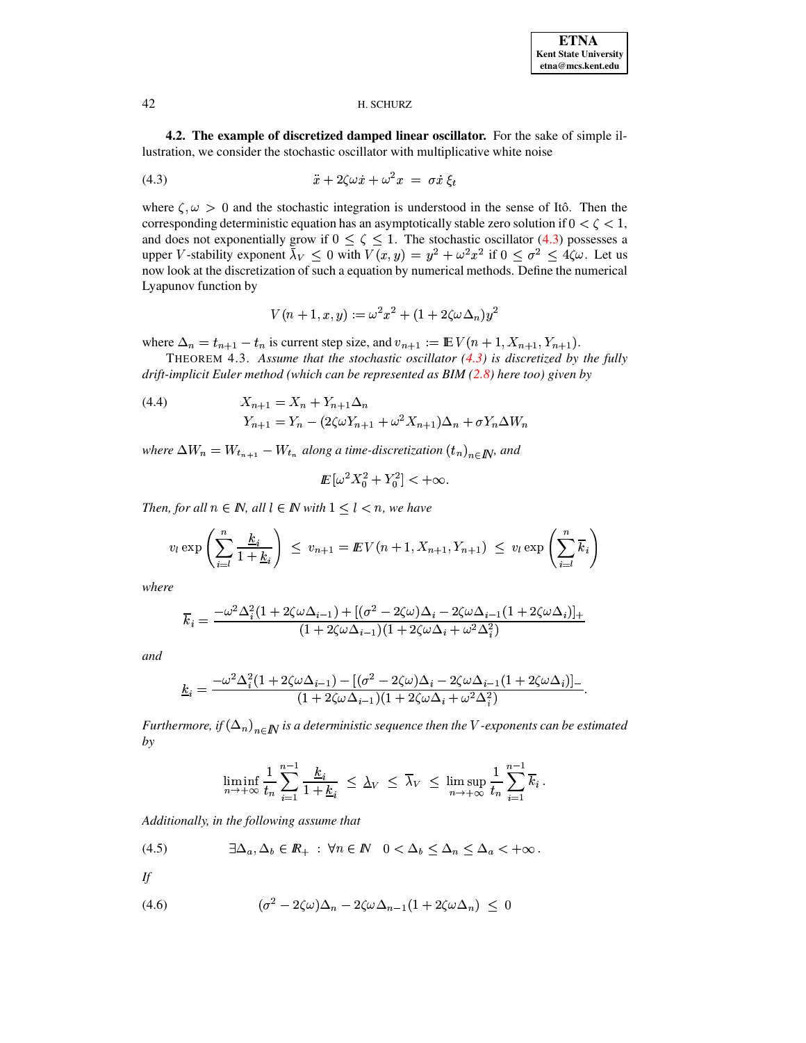**4.2. The example of discretized damped linear oscillator.** For the sake of simple illustration, we consider the stochastic oscillator with multiplicative white noise

$$\ddot{x} + 2\zeta\omega\dot{x} + \omega^2 x \;=\; \sigma\dot{x}\,\xi_t \tag{4.3}$$

where $\zeta, \omega > 0$ and the stochastic integration is understood in the sense of Itô. Then the corresponding deterministic equation has an asymptotically stable zero solution if $0 < \zeta < 1$, and does not exponentially grow if $0 \leq \zeta \leq 1$. The stochastic oscillator (4.3) possesses a upper $V$-stability exponent $\overline{\lambda}_V \leq 0$ with $V(x,y) = y^2 + \omega^2 x^2$ if $0 \leq \sigma^2 \leq 4\zeta\omega$. Let us now look at the discretization of such a equation by numerical methods. Define the numerical Lyapunov function by

$$V(n+1, x, y) := \omega^2 x^2 + (1 + 2\zeta\omega\Delta_n)y^2$$

where $\Delta_n = t_{n+1} - t_n$ is current step size, and $v_{n+1} := \mathbb{E}\,V(n+1, X_{n+1}, Y_{n+1})$.

THEOREM 4.3. *Assume that the stochastic oscillator (4.3) is discretized by the fully drift-implicit Euler method (which can be represented as BIM (2.8) here too) given by*

$$\begin{aligned} X_{n+1} &= X_n + Y_{n+1}\Delta_n \\ Y_{n+1} &= Y_n - (2\zeta\omega Y_{n+1} + \omega^2 X_{n+1})\Delta_n + \sigma Y_n \Delta W_n \end{aligned} \tag{4.4}$$

*where $\Delta W_n = W_{t_{n+1}} - W_{t_n}$ along a time-discretization $(t_n)_{n\in\mathbb{N}}$, and*

$$\mathbb{E}[\omega^2 X_0^2 + Y_0^2] < +\infty.$$

*Then, for all $n \in \mathbb{N}$, all $l \in \mathbb{N}$ with $1 \leq l < n$, we have*

$$v_l \exp\left(\sum_{i=l}^{n} \frac{\underline{k}_i}{1 + \underline{k}_i}\right) \;\leq\; v_{n+1} = \mathbb{E}\,V(n+1, X_{n+1}, Y_{n+1}) \;\leq\; v_l \exp\left(\sum_{i=l}^{n} \overline{k}_i\right)$$

*where*

$$\overline{k}_i = \frac{-\omega^2\Delta_i^2(1 + 2\zeta\omega\Delta_{i-1}) + [(\sigma^2 - 2\zeta\omega)\Delta_i - 2\zeta\omega\Delta_{i-1}(1 + 2\zeta\omega\Delta_i)]_+}{(1 + 2\zeta\omega\Delta_{i-1})(1 + 2\zeta\omega\Delta_i + \omega^2\Delta_i^2)}$$

*and*

$$\underline{k}_i = \frac{-\omega^2\Delta_i^2(1 + 2\zeta\omega\Delta_{i-1}) - [(\sigma^2 - 2\zeta\omega)\Delta_i - 2\zeta\omega\Delta_{i-1}(1 + 2\zeta\omega\Delta_i)]_-}{(1 + 2\zeta\omega\Delta_{i-1})(1 + 2\zeta\omega\Delta_i + \omega^2\Delta_i^2)}.$$

*Furthermore, if $(\Delta_n)_{n\in\mathbb{N}}$ is a deterministic sequence then the $V$-exponents can be estimated by*

$$\liminf_{n\to+\infty} \frac{1}{t_n}\sum_{i=1}^{n-1} \frac{\underline{k}_i}{1 + \underline{k}_i} \;\leq\; \underline{\lambda}_V \;\leq\; \overline{\lambda}_V \;\leq\; \limsup_{n\to+\infty} \frac{1}{t_n}\sum_{i=1}^{n-1} \overline{k}_i\,.$$

*Additionally, in the following assume that*

$$\exists \Delta_a, \Delta_b \in \mathbb{R}_+ \;:\; \forall n \in \mathbb{N} \quad 0 < \Delta_b \leq \Delta_n \leq \Delta_a < +\infty\,. \tag{4.5}$$

*If*

$$(\sigma^2 - 2\zeta\omega)\Delta_n - 2\zeta\omega\Delta_{n-1}(1 + 2\zeta\omega\Delta_n) \;\leq\; 0 \tag{4.6}$$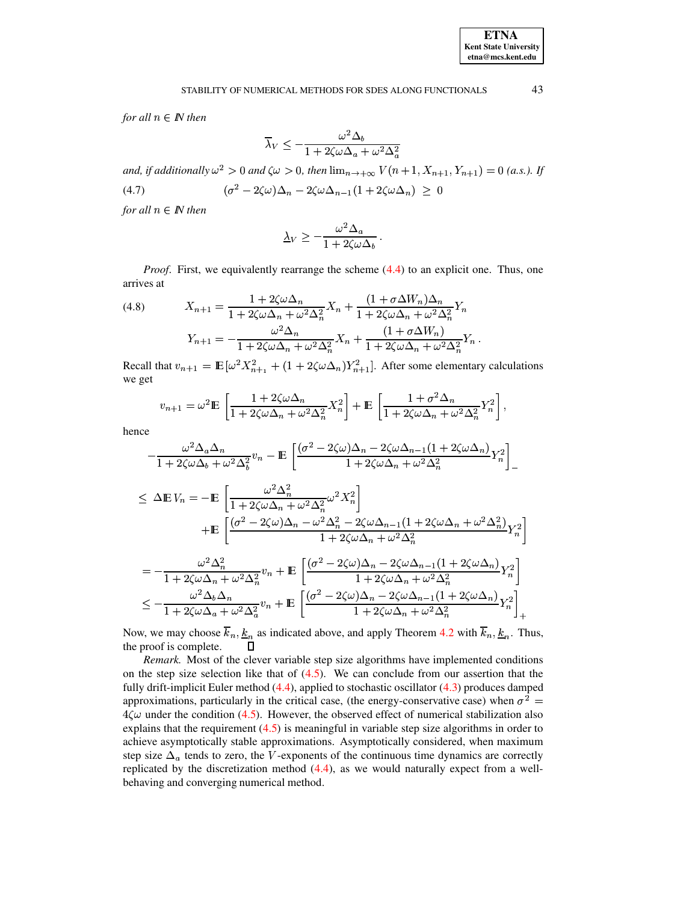*for all* $n \in \mathbb{N}$ *then*

$$\overline{\lambda}_V \leq -\frac{\omega^2 \Delta_b}{1 + 2\zeta\omega\Delta_a + \omega^2\Delta_a^2}$$

*and, if additionally* $\omega^2 > 0$ *and* $\zeta\omega > 0$*, then* $\lim_{n\to+\infty} V(n+1, X_{n+1}, Y_{n+1}) = 0$ *(a.s.). If*

$$(\sigma^2 - 2\zeta\omega)\Delta_n - 2\zeta\omega\Delta_{n-1}(1 + 2\zeta\omega\Delta_n) \;\geq\; 0 \tag{4.7}$$

*for all* $n \in \mathbb{N}$ *then*

$$\underline{\lambda}_V \geq -\frac{\omega^2 \Delta_a}{1 + 2\zeta\omega\Delta_b}\,.$$

*Proof.* First, we equivalently rearrange the scheme (4.4) to an explicit one. Thus, one arrives at

$$\begin{aligned} X_{n+1} &= \frac{1 + 2\zeta\omega\Delta_n}{1 + 2\zeta\omega\Delta_n + \omega^2\Delta_n^2} X_n + \frac{(1 + \sigma\Delta W_n)\Delta_n}{1 + 2\zeta\omega\Delta_n + \omega^2\Delta_n^2} Y_n \\ Y_{n+1} &= -\frac{\omega^2\Delta_n}{1 + 2\zeta\omega\Delta_n + \omega^2\Delta_n^2} X_n + \frac{(1 + \sigma\Delta W_n)}{1 + 2\zeta\omega\Delta_n + \omega^2\Delta_n^2} Y_n\,. \end{aligned} \tag{4.8}$$

Recall that $v_{n+1} = \mathbb{E}\,[\omega^2 X_{n+1}^2 + (1 + 2\zeta\omega\Delta_n)Y_{n+1}^2]$. After some elementary calculations we get

$$v_{n+1} = \omega^2\mathbb{E}\left[\frac{1 + 2\zeta\omega\Delta_n}{1 + 2\zeta\omega\Delta_n + \omega^2\Delta_n^2} X_n^2\right] + \mathbb{E}\left[\frac{1 + \sigma^2\Delta_n}{1 + 2\zeta\omega\Delta_n + \omega^2\Delta_n^2} Y_n^2\right],$$

hence

$$\begin{aligned} &-\frac{\omega^2\Delta_a\Delta_n}{1 + 2\zeta\omega\Delta_b + \omega^2\Delta_b^2} v_n - \mathbb{E}\left[\frac{(\sigma^2 - 2\zeta\omega)\Delta_n - 2\zeta\omega\Delta_{n-1}(1 + 2\zeta\omega\Delta_n)}{1 + 2\zeta\omega\Delta_n + \omega^2\Delta_n^2} Y_n^2\right]_- \\ &\leq \Delta\mathbb{E}\,V_n = -\mathbb{E}\left[\frac{\omega^2\Delta_n^2}{1 + 2\zeta\omega\Delta_n + \omega^2\Delta_n^2}\omega^2 X_n^2\right] \\ &\qquad + \mathbb{E}\left[\frac{(\sigma^2 - 2\zeta\omega)\Delta_n - \omega^2\Delta_n^2 - 2\zeta\omega\Delta_{n-1}(1 + 2\zeta\omega\Delta_n + \omega^2\Delta_n^2)}{1 + 2\zeta\omega\Delta_n + \omega^2\Delta_n^2} Y_n^2\right] \\ &= -\frac{\omega^2\Delta_n^2}{1 + 2\zeta\omega\Delta_n + \omega^2\Delta_n^2} v_n + \mathbb{E}\left[\frac{(\sigma^2 - 2\zeta\omega)\Delta_n - 2\zeta\omega\Delta_{n-1}(1 + 2\zeta\omega\Delta_n)}{1 + 2\zeta\omega\Delta_n + \omega^2\Delta_n^2} Y_n^2\right] \\ &\leq -\frac{\omega^2\Delta_b\Delta_n}{1 + 2\zeta\omega\Delta_a + \omega^2\Delta_a^2} v_n + \mathbb{E}\left[\frac{(\sigma^2 - 2\zeta\omega)\Delta_n - 2\zeta\omega\Delta_{n-1}(1 + 2\zeta\omega\Delta_n)}{1 + 2\zeta\omega\Delta_n + \omega^2\Delta_n^2} Y_n^2\right]_+ \end{aligned}$$

Now, we may choose $\overline{k}_n, \underline{k}_n$ as indicated above, and apply Theorem 4.2 with $\overline{k}_n, \underline{k}_n$. Thus, the proof is complete. ∎

*Remark.* Most of the clever variable step size algorithms have implemented conditions on the step size selection like that of (4.5). We can conclude from our assertion that the fully drift-implicit Euler method (4.4), applied to stochastic oscillator (4.3) produces damped approximations, particularly in the critical case, (the energy-conservative case) when $\sigma^2 = 4\zeta\omega$ under the condition (4.5). However, the observed effect of numerical stabilization also explains that the requirement (4.5) is meaningful in variable step size algorithms in order to achieve asymptotically stable approximations. Asymptotically considered, when maximum step size $\Delta_a$ tends to zero, the $V$-exponents of the continuous time dynamics are correctly replicated by the discretization method (4.4), as we would naturally expect from a well-behaving and converging numerical method.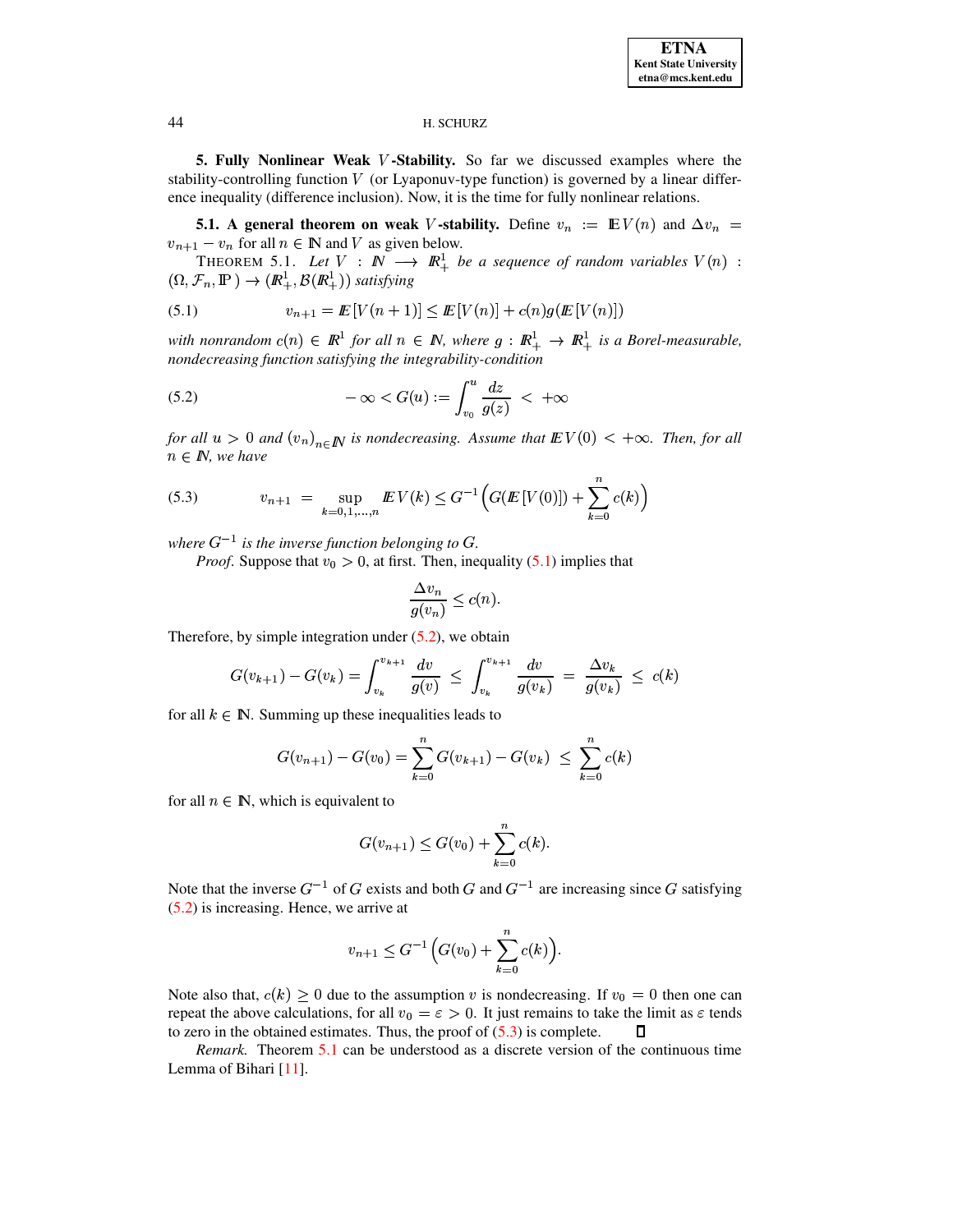**5. Fully Nonlinear Weak $V$-Stability.** So far we discussed examples where the stability-controlling function $V$ (or Lyaponuv-type function) is governed by a linear difference inequality (difference inclusion). Now, it is the time for fully nonlinear relations.

**5.1. A general theorem on weak $V$-stability.** Define $v_n := \mathbb{E}V(n)$ and $\Delta v_n = v_{n+1} - v_n$ for all $n \in \mathbb{N}$ and $V$ as given below.

THEOREM 5.1. *Let $V : \mathbb{N} \longrightarrow \mathbb{R}^1_+$ be a sequence of random variables $V(n) : (\Omega, \mathcal{F}_n, \mathbb{P}) \to (\mathbb{R}^1_+, \mathcal{B}(\mathbb{R}^1_+))$ satisfying*

$$v_{n+1} = \mathbb{E}[V(n+1)] \leq \mathbb{E}[V(n)] + c(n)g(\mathbb{E}[V(n)]) \tag{5.1}$$

*with nonrandom $c(n) \in \mathbb{R}^1$ for all $n \in \mathbb{N}$, where $g : \mathbb{R}^1_+ \to \mathbb{R}^1_+$ is a Borel-measurable, nondecreasing function satisfying the integrability-condition*

$$-\infty < G(u) := \int_{v_0}^{u} \frac{dz}{g(z)} < +\infty \tag{5.2}$$

*for all $u > 0$ and $(v_n)_{n\in\mathbb{N}}$ is nondecreasing. Assume that $\mathbb{E}V(0) < +\infty$. Then, for all $n \in \mathbb{N}$, we have*

$$v_{n+1} = \sup_{k=0,1,\ldots,n} \mathbb{E}V(k) \leq G^{-1}\Big(G(\mathbb{E}[V(0)]) + \sum_{k=0}^{n} c(k)\Big) \tag{5.3}$$

*where $G^{-1}$ is the inverse function belonging to $G$.*

*Proof.* Suppose that $v_0 > 0$, at first. Then, inequality (5.1) implies that

$$\frac{\Delta v_n}{g(v_n)} \leq c(n).$$

Therefore, by simple integration under (5.2), we obtain

$$G(v_{k+1}) - G(v_k) = \int_{v_k}^{v_{k+1}} \frac{dv}{g(v)} \leq \int_{v_k}^{v_{k+1}} \frac{dv}{g(v_k)} = \frac{\Delta v_k}{g(v_k)} \leq c(k)$$

for all $k \in \mathbb{N}$. Summing up these inequalities leads to

$$G(v_{n+1}) - G(v_0) = \sum_{k=0}^{n} G(v_{k+1}) - G(v_k) \leq \sum_{k=0}^{n} c(k)$$

for all $n \in \mathbb{N}$, which is equivalent to

$$G(v_{n+1}) \leq G(v_0) + \sum_{k=0}^{n} c(k).$$

Note that the inverse $G^{-1}$ of $G$ exists and both $G$ and $G^{-1}$ are increasing since $G$ satisfying (5.2) is increasing. Hence, we arrive at

$$v_{n+1} \leq G^{-1}\Big(G(v_0) + \sum_{k=0}^{n} c(k)\Big).$$

Note also that, $c(k) \geq 0$ due to the assumption $v$ is nondecreasing. If $v_0 = 0$ then one can repeat the above calculations, for all $v_0 = \varepsilon > 0$. It just remains to take the limit as $\varepsilon$ tends to zero in the obtained estimates. Thus, the proof of (5.3) is complete. ∎

*Remark.* Theorem 5.1 can be understood as a discrete version of the continuous time Lemma of Bihari [11].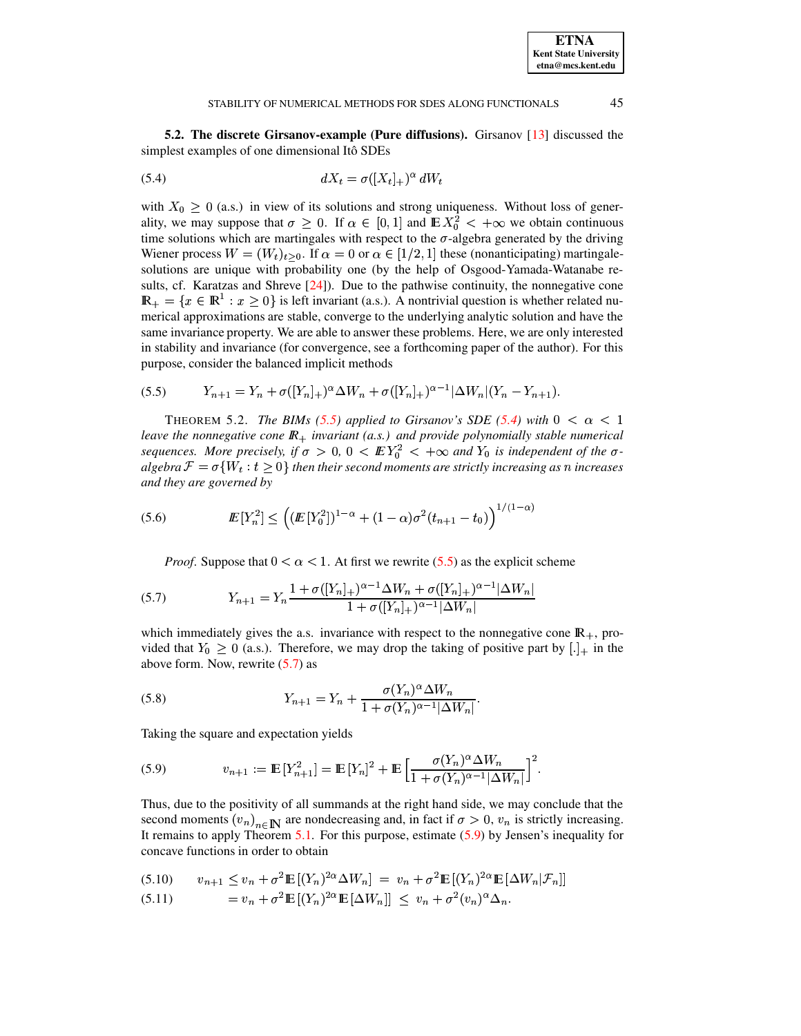**5.2. The discrete Girsanov-example (Pure diffusions).** Girsanov [13] discussed the simplest examples of one dimensional Itô SDEs

$$dX_t = \sigma([X_t]_+)^\alpha \, dW_t \tag{5.4}$$

with $X_0 \geq 0$ (a.s.) in view of its solutions and strong uniqueness. Without loss of generality, we may suppose that $\sigma \geq 0$. If $\alpha \in [0,1]$ and $\mathbb{E} X_0^2 < +\infty$ we obtain continuous time solutions which are martingales with respect to the $\sigma$-algebra generated by the driving Wiener process $W = (W_t)_{t \geq 0}$. If $\alpha = 0$ or $\alpha \in [1/2, 1]$ these (nonanticipating) martingale-solutions are unique with probability one (by the help of Osgood-Yamada-Watanabe results, cf. Karatzas and Shreve [24]). Due to the pathwise continuity, the nonnegative cone $\mathbb{R}_+ = \{x \in \mathbb{R}^1 : x \geq 0\}$ is left invariant (a.s.). A nontrivial question is whether related numerical approximations are stable, converge to the underlying analytic solution and have the same invariance property. We are able to answer these problems. Here, we are only interested in stability and invariance (for convergence, see a forthcoming paper of the author). For this purpose, consider the balanced implicit methods

$$Y_{n+1} = Y_n + \sigma([Y_n]_+)^\alpha \Delta W_n + \sigma([Y_n]_+)^{\alpha - 1} |\Delta W_n| (Y_n - Y_{n+1}). \tag{5.5}$$

THEOREM 5.2. *The BIMs (5.5) applied to Girsanov's SDE (5.4) with $0 < \alpha < 1$ leave the nonnegative cone $\mathbb{R}_+$ invariant (a.s.) and provide polynomially stable numerical sequences. More precisely, if $\sigma > 0$, $0 < \mathbb{E} Y_0^2 < +\infty$ and $Y_0$ is independent of the $\sigma$-algebra $\mathcal{F} = \sigma\{W_t : t \geq 0\}$ then their second moments are strictly increasing as $n$ increases and they are governed by*

$$\mathbb{E}[Y_n^2] \leq \Big( (\mathbb{E}[Y_0^2])^{1-\alpha} + (1-\alpha)\sigma^2 (t_{n+1} - t_0) \Big)^{1/(1-\alpha)} \tag{5.6}$$

*Proof.* Suppose that $0 < \alpha < 1$. At first we rewrite (5.5) as the explicit scheme

$$Y_{n+1} = Y_n \frac{1 + \sigma([Y_n]_+)^{\alpha-1} \Delta W_n + \sigma([Y_n]_+)^{\alpha - 1} |\Delta W_n|}{1 + \sigma([Y_n]_+)^{\alpha-1} |\Delta W_n|} \tag{5.7}$$

which immediately gives the a.s. invariance with respect to the nonnegative cone $\mathbb{R}_+$, provided that $Y_0 \geq 0$ (a.s.). Therefore, we may drop the taking of positive part by $[.]_+$ in the above form. Now, rewrite (5.7) as

$$Y_{n+1} = Y_n + \frac{\sigma(Y_n)^\alpha \Delta W_n}{1 + \sigma(Y_n)^{\alpha-1} |\Delta W_n|}. \tag{5.8}$$

Taking the square and expectation yields

$$v_{n+1} := \mathbb{E}[Y_{n+1}^2] = \mathbb{E}[Y_n]^2 + \mathbb{E}\Big[ \frac{\sigma(Y_n)^\alpha \Delta W_n}{1 + \sigma(Y_n)^{\alpha-1} |\Delta W_n|} \Big]^2. \tag{5.9}$$

Thus, due to the positivity of all summands at the right hand side, we may conclude that the second moments $(v_n)_{n \in \mathbb{N}}$ are nondecreasing and, in fact if $\sigma > 0$, $v_n$ is strictly increasing. It remains to apply Theorem 5.1. For this purpose, estimate (5.9) by Jensen's inequality for concave functions in order to obtain

$$v_{n+1} \leq v_n + \sigma^2 \mathbb{E}[(Y_n)^{2\alpha} \Delta W_n] \; = \; v_n + \sigma^2 \mathbb{E}[(Y_n)^{2\alpha} \mathbb{E}[\Delta W_n | \mathcal{F}_n]] \tag{5.10}$$

$$= v_n + \sigma^2 \mathbb{E}[(Y_n)^{2\alpha} \mathbb{E}[\Delta W_n]] \; \leq \; v_n + \sigma^2 (v_n)^\alpha \Delta_n. \tag{5.11}$$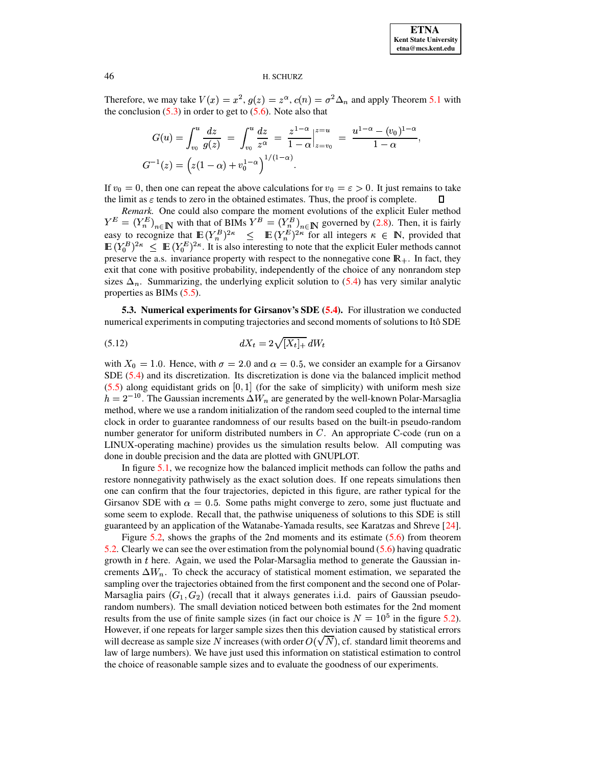Therefore, we may take $V(x) = x^2$, $g(z) = z^\alpha$, $c(n) = \sigma^2 \Delta_n$ and apply Theorem 5.1 with the conclusion (5.3) in order to get to (5.6). Note also that

$$G(u) = \int_{v_0}^{u} \frac{dz}{g(z)} = \int_{v_0}^{u} \frac{dz}{z^\alpha} = \frac{z^{1-\alpha}}{1-\alpha}\Big|_{z=v_0}^{z=u} = \frac{u^{1-\alpha} - (v_0)^{1-\alpha}}{1-\alpha},$$

$$G^{-1}(z) = \left(z(1-\alpha) + v_0^{1-\alpha}\right)^{1/(1-\alpha)}.$$

If $v_0 = 0$, then one can repeat the above calculations for $v_0 = \varepsilon > 0$. It just remains to take the limit as $\varepsilon$ tends to zero in the obtained estimates. Thus, the proof is complete. □

*Remark.* One could also compare the moment evolutions of the explicit Euler method $Y^E = (Y_n^E)_{n \in \mathbb{N}}$ with that of BIMs $Y^B = (Y_n^B)_{n \in \mathbb{N}}$ governed by (2.8). Then, it is fairly easy to recognize that $\mathbb{E}\,(Y_n^B)^{2\kappa} \le \mathbb{E}\,(Y_n^E)^{2\kappa}$ for all integers $\kappa \in \mathbb{N}$, provided that $\mathbb{E}\,(Y_0^B)^{2\kappa} \le \mathbb{E}\,(Y_0^E)^{2\kappa}$. It is also interesting to note that the explicit Euler methods cannot preserve the a.s. invariance property with respect to the nonnegative cone $\mathbb{R}_+$. In fact, they exit that cone with positive probability, independently of the choice of any nonrandom step sizes $\Delta_n$. Summarizing, the underlying explicit solution to (5.4) has very similar analytic properties as BIMs (5.5).

**5.3. Numerical experiments for Girsanov's SDE (5.4).** For illustration we conducted numerical experiments in computing trajectories and second moments of solutions to Itô SDE

$$dX_t = 2\sqrt{[X_t]_+}\, dW_t \tag{5.12}$$

with $X_0 = 1.0$. Hence, with $\sigma = 2.0$ and $\alpha = 0.5$, we consider an example for a Girsanov SDE (5.4) and its discretization. Its discretization is done via the balanced implicit method (5.5) along equidistant grids on $[0, 1]$ (for the sake of simplicity) with uniform mesh size $h = 2^{-10}$. The Gaussian increments $\Delta W_n$ are generated by the well-known Polar-Marsaglia method, where we use a random initialization of the random seed coupled to the internal time clock in order to guarantee randomness of our results based on the built-in pseudo-random number generator for uniform distributed numbers in $C$. An appropriate C-code (run on a LINUX-operating machine) provides us the simulation results below. All computing was done in double precision and the data are plotted with GNUPLOT.

In figure 5.1, we recognize how the balanced implicit methods can follow the paths and restore nonnegativity pathwisely as the exact solution does. If one repeats simulations then one can confirm that the four trajectories, depicted in this figure, are rather typical for the Girsanov SDE with $\alpha = 0.5$. Some paths might converge to zero, some just fluctuate and some seem to explode. Recall that, the pathwise uniqueness of solutions to this SDE is still guaranteed by an application of the Watanabe-Yamada results, see Karatzas and Shreve [24].

Figure 5.2, shows the graphs of the 2nd moments and its estimate (5.6) from theorem 5.2. Clearly we can see the over estimation from the polynomial bound (5.6) having quadratic growth in $t$ here. Again, we used the Polar-Marsaglia method to generate the Gaussian increments $\Delta W_n$. To check the accuracy of statistical moment estimation, we separated the sampling over the trajectories obtained from the first component and the second one of Polar-Marsaglia pairs $(G_1, G_2)$ (recall that it always generates i.i.d. pairs of Gaussian pseudo-random numbers). The small deviation noticed between both estimates for the 2nd moment results from the use of finite sample sizes (in fact our choice is $N = 10^5$ in the figure 5.2). However, if one repeats for larger sample sizes then this deviation caused by statistical errors will decrease as sample size $N$ increases (with order $O(\sqrt{N})$, cf. standard limit theorems and law of large numbers). We have just used this information on statistical estimation to control the choice of reasonable sample sizes and to evaluate the goodness of our experiments.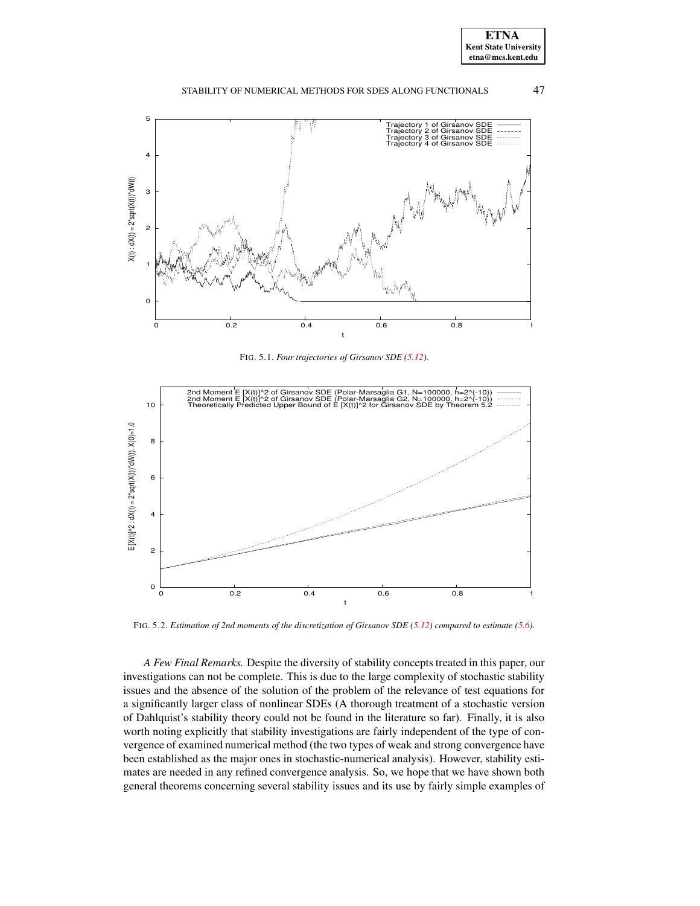FIG. 5.1. *Four trajectories of Girsanov SDE (5.12).*

FIG. 5.2. *Estimation of 2nd moments of the discretization of Girsanov SDE (5.12) compared to estimate (5.6).*

*A Few Final Remarks.* Despite the diversity of stability concepts treated in this paper, our investigations can not be complete. This is due to the large complexity of stochastic stability issues and the absence of the solution of the problem of the relevance of test equations for a significantly larger class of nonlinear SDEs (A thorough treatment of a stochastic version of Dahlquist's stability theory could not be found in the literature so far). Finally, it is also worth noting explicitly that stability investigations are fairly independent of the type of convergence of examined numerical method (the two types of weak and strong convergence have been established as the major ones in stochastic-numerical analysis). However, stability estimates are needed in any refined convergence analysis. So, we hope that we have shown both general theorems concerning several stability issues and its use by fairly simple examples of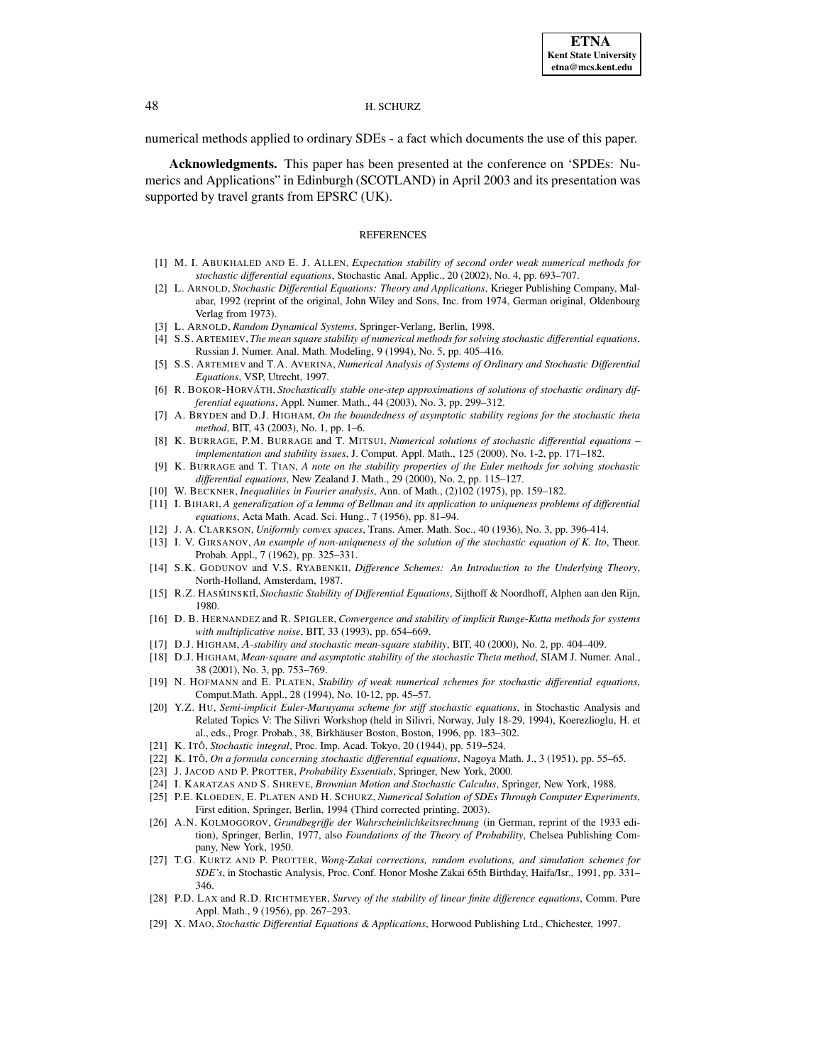numerical methods applied to ordinary SDEs - a fact which documents the use of this paper.

**Acknowledgments.** This paper has been presented at the conference on 'SPDEs: Numerics and Applications" in Edinburgh (SCOTLAND) in April 2003 and its presentation was supported by travel grants from EPSRC (UK).

## REFERENCES

[1] M. I. ABUKHALED AND E. J. ALLEN, *Expectation stability of second order weak numerical methods for stochastic differential equations*, Stochastic Anal. Applic., 20 (2002), No. 4, pp. 693–707.

[2] L. ARNOLD, *Stochastic Differential Equations: Theory and Applications*, Krieger Publishing Company, Malabar, 1992 (reprint of the original, John Wiley and Sons, Inc. from 1974, German original, Oldenbourg Verlag from 1973).

[3] L. ARNOLD, *Random Dynamical Systems*, Springer-Verlang, Berlin, 1998.

[4] S.S. ARTEMIEV, *The mean square stability of numerical methods for solving stochastic differential equations*, Russian J. Numer. Anal. Math. Modeling, 9 (1994), No. 5, pp. 405–416.

[5] S.S. ARTEMIEV and T.A. AVERINA, *Numerical Analysis of Systems of Ordinary and Stochastic Differential Equations*, VSP, Utrecht, 1997.

[6] R. BOKOR-HORVÁTH, *Stochastically stable one-step approximations of solutions of stochastic ordinary differential equations*, Appl. Numer. Math., 44 (2003), No. 3, pp. 299–312.

[7] A. BRYDEN and D.J. HIGHAM, *On the boundedness of asymptotic stability regions for the stochastic theta method*, BIT, 43 (2003), No. 1, pp. 1–6.

[8] K. BURRAGE, P.M. BURRAGE and T. MITSUI, *Numerical solutions of stochastic differential equations – implementation and stability issues*, J. Comput. Appl. Math., 125 (2000), No. 1-2, pp. 171–182.

[9] K. BURRAGE and T. TIAN, *A note on the stability properties of the Euler methods for solving stochastic differential equations*, New Zealand J. Math., 29 (2000), No. 2, pp. 115–127.

[10] W. BECKNER, *Inequalities in Fourier analysis*, Ann. of Math., (2)102 (1975), pp. 159–182.

[11] I. BIHARI, *A generalization of a lemma of Bellman and its application to uniqueness problems of differential equations*, Acta Math. Acad. Sci. Hung., 7 (1956), pp. 81–94.

[12] J. A. CLARKSON, *Uniformly convex spaces*, Trans. Amer. Math. Soc., 40 (1936), No. 3, pp. 396-414.

[13] I. V. GIRSANOV, *An example of non-uniqueness of the solution of the stochastic equation of K. Ito*, Theor. Probab. Appl., 7 (1962), pp. 325–331.

[14] S.K. GODUNOV and V.S. RYABENKII, *Difference Schemes: An Introduction to the Underlying Theory*, North-Holland, Amsterdam, 1987.

[15] R.Z. HASḾINSKIĬ, *Stochastic Stability of Differential Equations*, Sijthoff & Noordhoff, Alphen aan den Rijn, 1980.

[16] D. B. HERNANDEZ and R. SPIGLER, *Convergence and stability of implicit Runge-Kutta methods for systems with multiplicative noise*, BIT, 33 (1993), pp. 654–669.

[17] D.J. HIGHAM, *A-stability and stochastic mean-square stability*, BIT, 40 (2000), No. 2, pp. 404–409.

[18] D.J. HIGHAM, *Mean-square and asymptotic stability of the stochastic Theta method*, SIAM J. Numer. Anal., 38 (2001), No. 3, pp. 753–769.

[19] N. HOFMANN and E. PLATEN, *Stability of weak numerical schemes for stochastic differential equations*, Comput.Math. Appl., 28 (1994), No. 10-12, pp. 45–57.

[20] Y.Z. HU, *Semi-implicit Euler-Maruyama scheme for stiff stochastic equations*, in Stochastic Analysis and Related Topics V: The Silivri Workshop (held in Silivri, Norway, July 18-29, 1994), Koerezlioglu, H. et al., eds., Progr. Probab., 38, Birkhäuser Boston, Boston, 1996, pp. 183–302.

[21] K. ITÔ, *Stochastic integral*, Proc. Imp. Acad. Tokyo, 20 (1944), pp. 519–524.

[22] K. ITÔ, *On a formula concerning stochastic differential equations*, Nagoya Math. J., 3 (1951), pp. 55–65.

[23] J. JACOD AND P. PROTTER, *Probability Essentials*, Springer, New York, 2000.

[24] I. KARATZAS AND S. SHREVE, *Brownian Motion and Stochastic Calculus*, Springer, New York, 1988.

[25] P.E. KLOEDEN, E. PLATEN AND H. SCHURZ, *Numerical Solution of SDEs Through Computer Experiments*, First edition, Springer, Berlin, 1994 (Third corrected printing, 2003).

[26] A.N. KOLMOGOROV, *Grundbegriffe der Wahrscheinlichkeitsrechnung* (in German, reprint of the 1933 edition), Springer, Berlin, 1977, also *Foundations of the Theory of Probability*, Chelsea Publishing Company, New York, 1950.

[27] T.G. KURTZ AND P. PROTTER, *Wong-Zakai corrections, random evolutions, and simulation schemes for SDE's*, in Stochastic Analysis, Proc. Conf. Honor Moshe Zakai 65th Birthday, Haifa/Isr., 1991, pp. 331–346.

[28] P.D. LAX and R.D. RICHTMEYER, *Survey of the stability of linear finite difference equations*, Comm. Pure Appl. Math., 9 (1956), pp. 267–293.

[29] X. MAO, *Stochastic Differential Equations & Applications*, Horwood Publishing Ltd., Chichester, 1997.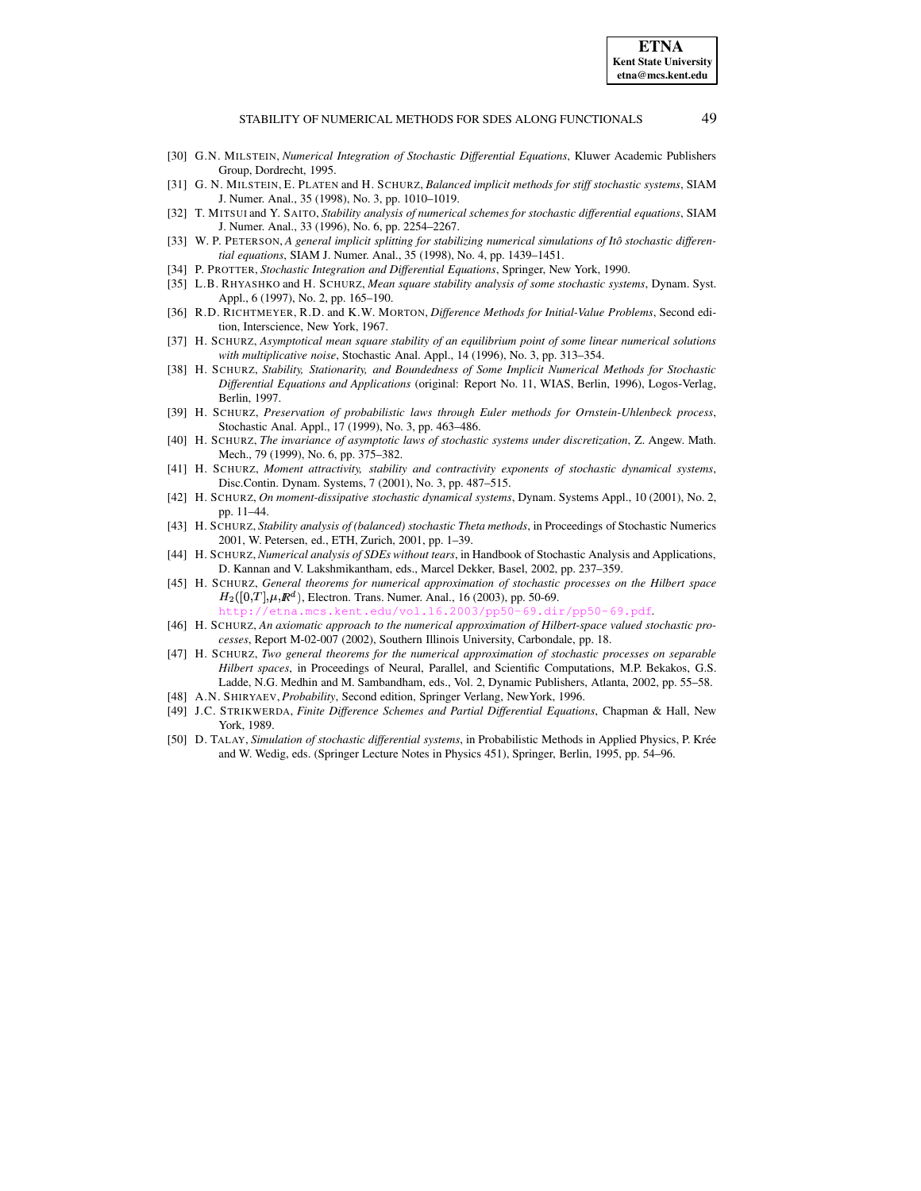[30] G.N. MILSTEIN, *Numerical Integration of Stochastic Differential Equations*, Kluwer Academic Publishers Group, Dordrecht, 1995.

[31] G. N. MILSTEIN, E. PLATEN and H. SCHURZ, *Balanced implicit methods for stiff stochastic systems*, SIAM J. Numer. Anal., 35 (1998), No. 3, pp. 1010–1019.

[32] T. MITSUI and Y. SAITO, *Stability analysis of numerical schemes for stochastic differential equations*, SIAM J. Numer. Anal., 33 (1996), No. 6, pp. 2254–2267.

[33] W. P. PETERSON, *A general implicit splitting for stabilizing numerical simulations of Itô stochastic differential equations*, SIAM J. Numer. Anal., 35 (1998), No. 4, pp. 1439–1451.

[34] P. PROTTER, *Stochastic Integration and Differential Equations*, Springer, New York, 1990.

[35] L.B. RHYASHKO and H. SCHURZ, *Mean square stability analysis of some stochastic systems*, Dynam. Syst. Appl., 6 (1997), No. 2, pp. 165–190.

[36] R.D. RICHTMEYER, R.D. and K.W. MORTON, *Difference Methods for Initial-Value Problems*, Second edition, Interscience, New York, 1967.

[37] H. SCHURZ, *Asymptotical mean square stability of an equilibrium point of some linear numerical solutions with multiplicative noise*, Stochastic Anal. Appl., 14 (1996), No. 3, pp. 313–354.

[38] H. SCHURZ, *Stability, Stationarity, and Boundedness of Some Implicit Numerical Methods for Stochastic Differential Equations and Applications* (original: Report No. 11, WIAS, Berlin, 1996), Logos-Verlag, Berlin, 1997.

[39] H. SCHURZ, *Preservation of probabilistic laws through Euler methods for Ornstein-Uhlenbeck process*, Stochastic Anal. Appl., 17 (1999), No. 3, pp. 463–486.

[40] H. SCHURZ, *The invariance of asymptotic laws of stochastic systems under discretization*, Z. Angew. Math. Mech., 79 (1999), No. 6, pp. 375–382.

[41] H. SCHURZ, *Moment attractivity, stability and contractivity exponents of stochastic dynamical systems*, Disc.Contin. Dynam. Systems, 7 (2001), No. 3, pp. 487–515.

[42] H. SCHURZ, *On moment-dissipative stochastic dynamical systems*, Dynam. Systems Appl., 10 (2001), No. 2, pp. 11–44.

[43] H. SCHURZ, *Stability analysis of (balanced) stochastic Theta methods*, in Proceedings of Stochastic Numerics 2001, W. Petersen, ed., ETH, Zurich, 2001, pp. 1–39.

[44] H. SCHURZ, *Numerical analysis of SDEs without tears*, in Handbook of Stochastic Analysis and Applications, D. Kannan and V. Lakshmikantham, eds., Marcel Dekker, Basel, 2002, pp. 237–359.

[45] H. SCHURZ, *General theorems for numerical approximation of stochastic processes on the Hilbert space* $H_2([0,T],\mu,\mathbb{R}^d)$, Electron. Trans. Numer. Anal., 16 (2003), pp. 50-69. http://etna.mcs.kent.edu/vol.16.2003/pp50-69.dir/pp50-69.pdf.

[46] H. SCHURZ, *An axiomatic approach to the numerical approximation of Hilbert-space valued stochastic processes*, Report M-02-007 (2002), Southern Illinois University, Carbondale, pp. 18.

[47] H. SCHURZ, *Two general theorems for the numerical approximation of stochastic processes on separable Hilbert spaces*, in Proceedings of Neural, Parallel, and Scientific Computations, M.P. Bekakos, G.S. Ladde, N.G. Medhin and M. Sambandham, eds., Vol. 2, Dynamic Publishers, Atlanta, 2002, pp. 55–58.

[48] A.N. SHIRYAEV, *Probability*, Second edition, Springer Verlag, NewYork, 1996.

[49] J.C. STRIKWERDA, *Finite Difference Schemes and Partial Differential Equations*, Chapman & Hall, New York, 1989.

[50] D. TALAY, *Simulation of stochastic differential systems*, in Probabilistic Methods in Applied Physics, P. Krée and W. Wedig, eds. (Springer Lecture Notes in Physics 451), Springer, Berlin, 1995, pp. 54–96.